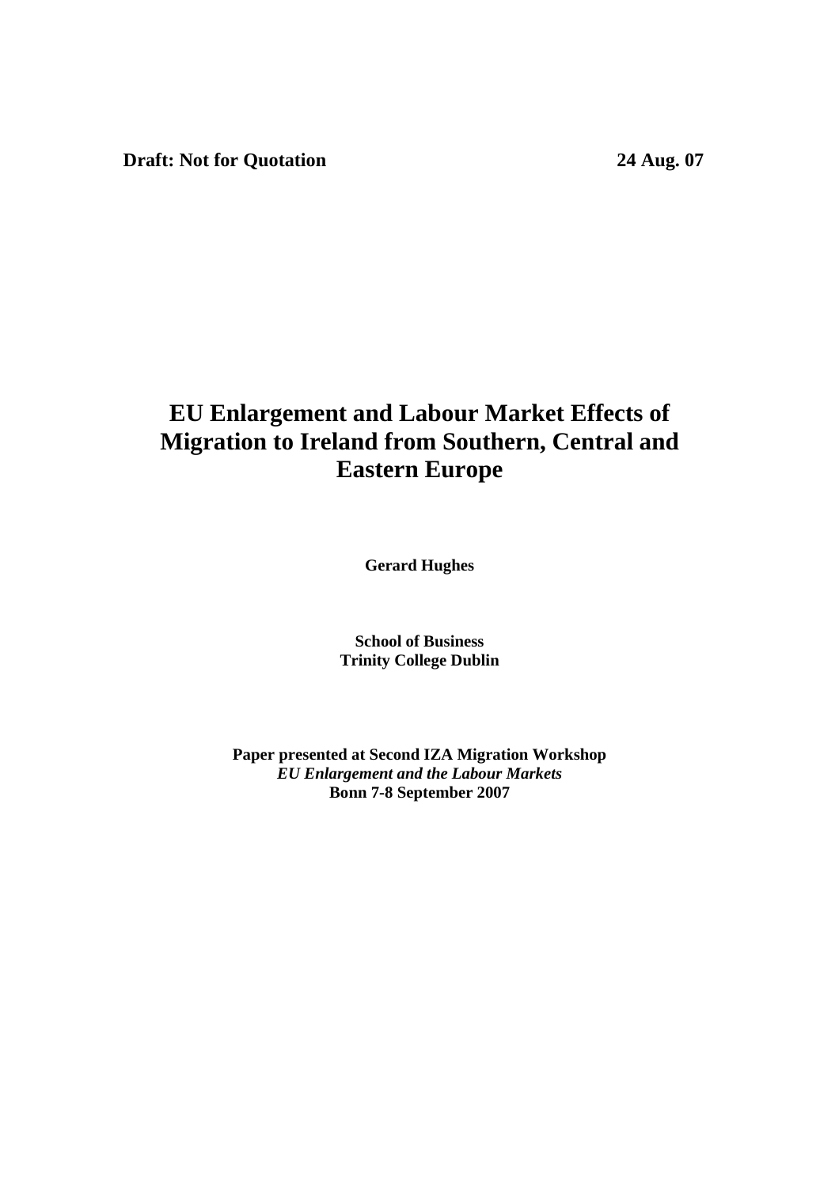**Draft: Not for Quotation** **24 Aug. 07**

# EU Enlargement and Labour Market Effects of Migration to Ireland from Southern, Central and Eastern Europe

**Gerard Hughes**

**School of Business**
**Trinity College Dublin**

**Paper presented at Second IZA Migration Workshop**
***EU Enlargement and the Labour Markets***
**Bonn 7-8 September 2007**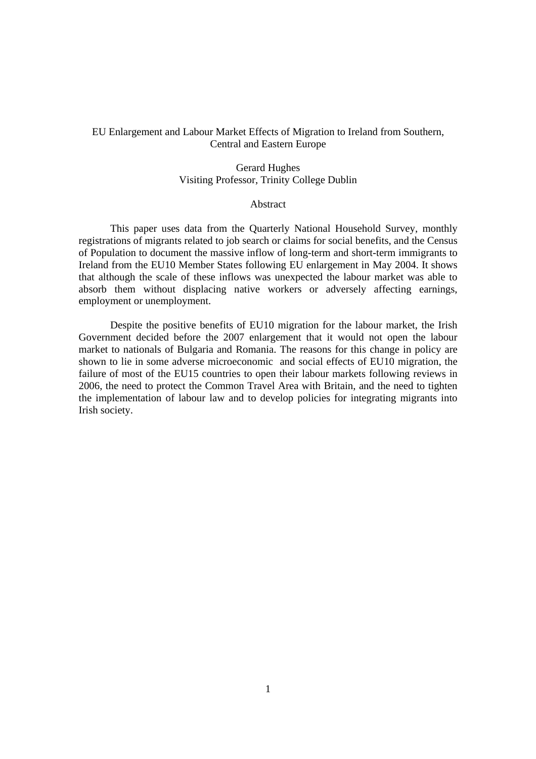# EU Enlargement and Labour Market Effects of Migration to Ireland from Southern, Central and Eastern Europe

Gerard Hughes
Visiting Professor, Trinity College Dublin

## Abstract

This paper uses data from the Quarterly National Household Survey, monthly registrations of migrants related to job search or claims for social benefits, and the Census of Population to document the massive inflow of long-term and short-term immigrants to Ireland from the EU10 Member States following EU enlargement in May 2004. It shows that although the scale of these inflows was unexpected the labour market was able to absorb them without displacing native workers or adversely affecting earnings, employment or unemployment.

Despite the positive benefits of EU10 migration for the labour market, the Irish Government decided before the 2007 enlargement that it would not open the labour market to nationals of Bulgaria and Romania. The reasons for this change in policy are shown to lie in some adverse microeconomic and social effects of EU10 migration, the failure of most of the EU15 countries to open their labour markets following reviews in 2006, the need to protect the Common Travel Area with Britain, and the need to tighten the implementation of labour law and to develop policies for integrating migrants into Irish society.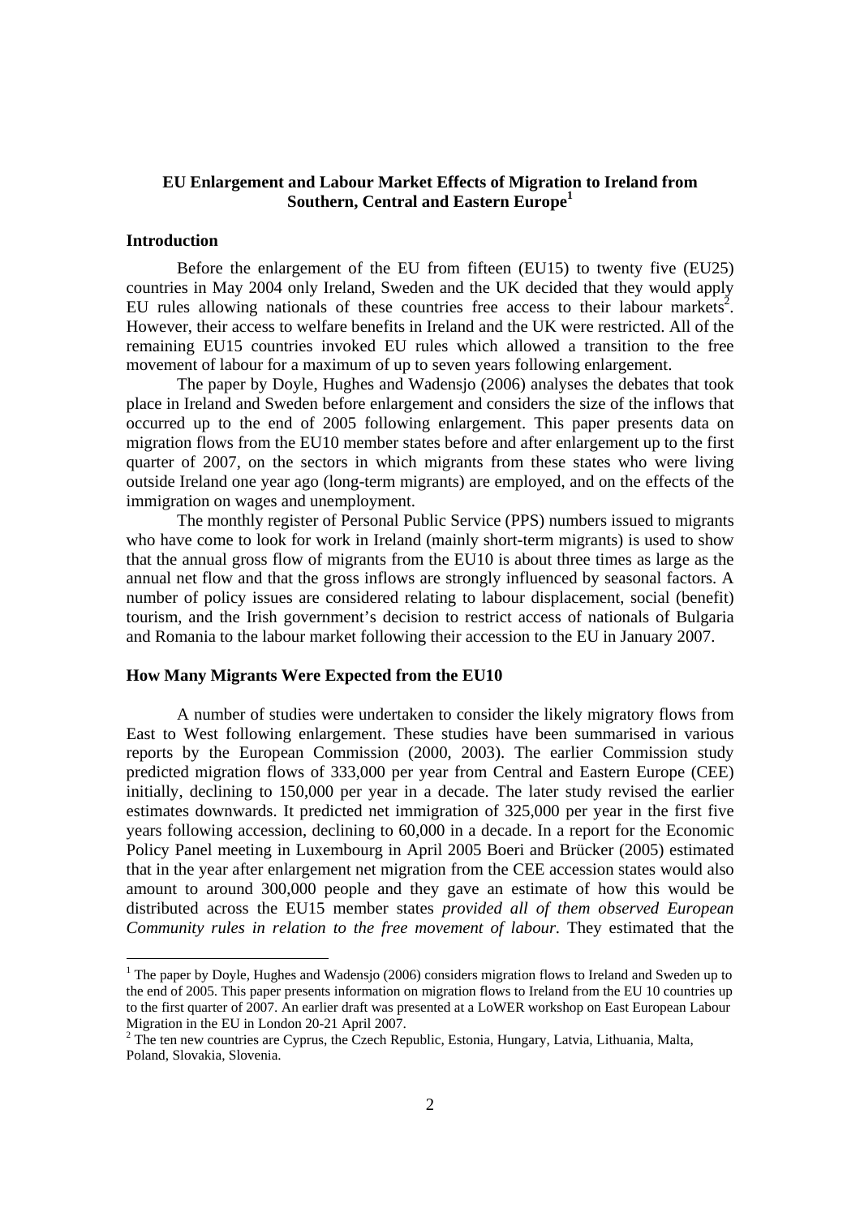## EU Enlargement and Labour Market Effects of Migration to Ireland from Southern, Central and Eastern Europe[1]

### Introduction

Before the enlargement of the EU from fifteen (EU15) to twenty five (EU25) countries in May 2004 only Ireland, Sweden and the UK decided that they would apply EU rules allowing nationals of these countries free access to their labour markets[2]. However, their access to welfare benefits in Ireland and the UK were restricted. All of the remaining EU15 countries invoked EU rules which allowed a transition to the free movement of labour for a maximum of up to seven years following enlargement.

The paper by Doyle, Hughes and Wadensjo (2006) analyses the debates that took place in Ireland and Sweden before enlargement and considers the size of the inflows that occurred up to the end of 2005 following enlargement. This paper presents data on migration flows from the EU10 member states before and after enlargement up to the first quarter of 2007, on the sectors in which migrants from these states who were living outside Ireland one year ago (long-term migrants) are employed, and on the effects of the immigration on wages and unemployment.

The monthly register of Personal Public Service (PPS) numbers issued to migrants who have come to look for work in Ireland (mainly short-term migrants) is used to show that the annual gross flow of migrants from the EU10 is about three times as large as the annual net flow and that the gross inflows are strongly influenced by seasonal factors. A number of policy issues are considered relating to labour displacement, social (benefit) tourism, and the Irish government's decision to restrict access of nationals of Bulgaria and Romania to the labour market following their accession to the EU in January 2007.

### How Many Migrants Were Expected from the EU10

A number of studies were undertaken to consider the likely migratory flows from East to West following enlargement. These studies have been summarised in various reports by the European Commission (2000, 2003). The earlier Commission study predicted migration flows of 333,000 per year from Central and Eastern Europe (CEE) initially, declining to 150,000 per year in a decade. The later study revised the earlier estimates downwards. It predicted net immigration of 325,000 per year in the first five years following accession, declining to 60,000 in a decade. In a report for the Economic Policy Panel meeting in Luxembourg in April 2005 Boeri and Brücker (2005) estimated that in the year after enlargement net migration from the CEE accession states would also amount to around 300,000 people and they gave an estimate of how this would be distributed across the EU15 member states *provided all of them observed European Community rules in relation to the free movement of labour*. They estimated that the

---

[1] The paper by Doyle, Hughes and Wadensjo (2006) considers migration flows to Ireland and Sweden up to the end of 2005. This paper presents information on migration flows to Ireland from the EU 10 countries up to the first quarter of 2007. An earlier draft was presented at a LoWER workshop on East European Labour Migration in the EU in London 20-21 April 2007.

[2] The ten new countries are Cyprus, the Czech Republic, Estonia, Hungary, Latvia, Lithuania, Malta, Poland, Slovakia, Slovenia.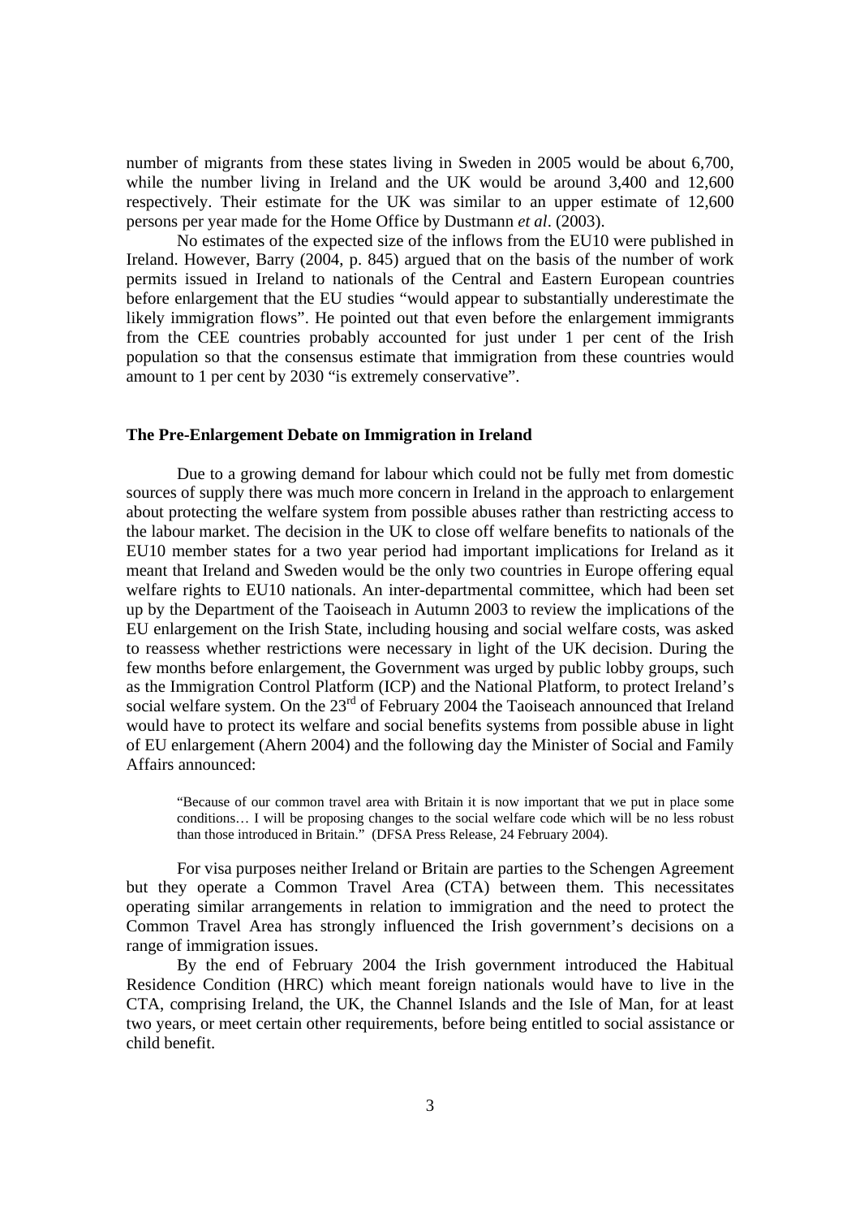number of migrants from these states living in Sweden in 2005 would be about 6,700, while the number living in Ireland and the UK would be around 3,400 and 12,600 respectively. Their estimate for the UK was similar to an upper estimate of 12,600 persons per year made for the Home Office by Dustmann *et al*. (2003).

No estimates of the expected size of the inflows from the EU10 were published in Ireland. However, Barry (2004, p. 845) argued that on the basis of the number of work permits issued in Ireland to nationals of the Central and Eastern European countries before enlargement that the EU studies "would appear to substantially underestimate the likely immigration flows". He pointed out that even before the enlargement immigrants from the CEE countries probably accounted for just under 1 per cent of the Irish population so that the consensus estimate that immigration from these countries would amount to 1 per cent by 2030 "is extremely conservative".

**The Pre-Enlargement Debate on Immigration in Ireland**

Due to a growing demand for labour which could not be fully met from domestic sources of supply there was much more concern in Ireland in the approach to enlargement about protecting the welfare system from possible abuses rather than restricting access to the labour market. The decision in the UK to close off welfare benefits to nationals of the EU10 member states for a two year period had important implications for Ireland as it meant that Ireland and Sweden would be the only two countries in Europe offering equal welfare rights to EU10 nationals. An inter-departmental committee, which had been set up by the Department of the Taoiseach in Autumn 2003 to review the implications of the EU enlargement on the Irish State, including housing and social welfare costs, was asked to reassess whether restrictions were necessary in light of the UK decision. During the few months before enlargement, the Government was urged by public lobby groups, such as the Immigration Control Platform (ICP) and the National Platform, to protect Ireland's social welfare system. On the 23rd of February 2004 the Taoiseach announced that Ireland would have to protect its welfare and social benefits systems from possible abuse in light of EU enlargement (Ahern 2004) and the following day the Minister of Social and Family Affairs announced:

> "Because of our common travel area with Britain it is now important that we put in place some conditions… I will be proposing changes to the social welfare code which will be no less robust than those introduced in Britain." (DFSA Press Release, 24 February 2004).

For visa purposes neither Ireland or Britain are parties to the Schengen Agreement but they operate a Common Travel Area (CTA) between them. This necessitates operating similar arrangements in relation to immigration and the need to protect the Common Travel Area has strongly influenced the Irish government's decisions on a range of immigration issues.

By the end of February 2004 the Irish government introduced the Habitual Residence Condition (HRC) which meant foreign nationals would have to live in the CTA, comprising Ireland, the UK, the Channel Islands and the Isle of Man, for at least two years, or meet certain other requirements, before being entitled to social assistance or child benefit.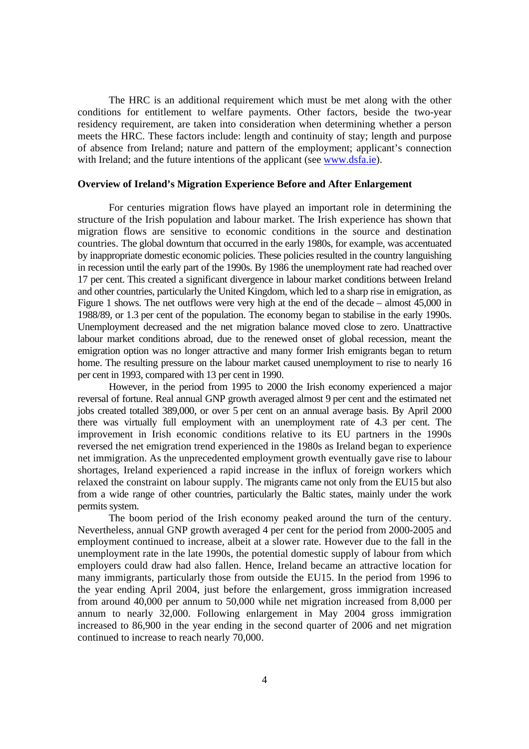The HRC is an additional requirement which must be met along with the other conditions for entitlement to welfare payments. Other factors, beside the two-year residency requirement, are taken into consideration when determining whether a person meets the HRC. These factors include: length and continuity of stay; length and purpose of absence from Ireland; nature and pattern of the employment; applicant's connection with Ireland; and the future intentions of the applicant (see www.dsfa.ie).

**Overview of Ireland's Migration Experience Before and After Enlargement**

For centuries migration flows have played an important role in determining the structure of the Irish population and labour market. The Irish experience has shown that migration flows are sensitive to economic conditions in the source and destination countries. The global downturn that occurred in the early 1980s, for example, was accentuated by inappropriate domestic economic policies. These policies resulted in the country languishing in recession until the early part of the 1990s. By 1986 the unemployment rate had reached over 17 per cent. This created a significant divergence in labour market conditions between Ireland and other countries, particularly the United Kingdom, which led to a sharp rise in emigration, as Figure 1 shows. The net outflows were very high at the end of the decade – almost 45,000 in 1988/89, or 1.3 per cent of the population. The economy began to stabilise in the early 1990s. Unemployment decreased and the net migration balance moved close to zero. Unattractive labour market conditions abroad, due to the renewed onset of global recession, meant the emigration option was no longer attractive and many former Irish emigrants began to return home. The resulting pressure on the labour market caused unemployment to rise to nearly 16 per cent in 1993, compared with 13 per cent in 1990.

However, in the period from 1995 to 2000 the Irish economy experienced a major reversal of fortune. Real annual GNP growth averaged almost 9 per cent and the estimated net jobs created totalled 389,000, or over 5 per cent on an annual average basis. By April 2000 there was virtually full employment with an unemployment rate of 4.3 per cent. The improvement in Irish economic conditions relative to its EU partners in the 1990s reversed the net emigration trend experienced in the 1980s as Ireland began to experience net immigration. As the unprecedented employment growth eventually gave rise to labour shortages, Ireland experienced a rapid increase in the influx of foreign workers which relaxed the constraint on labour supply. The migrants came not only from the EU15 but also from a wide range of other countries, particularly the Baltic states, mainly under the work permits system.

The boom period of the Irish economy peaked around the turn of the century. Nevertheless, annual GNP growth averaged 4 per cent for the period from 2000-2005 and employment continued to increase, albeit at a slower rate. However due to the fall in the unemployment rate in the late 1990s, the potential domestic supply of labour from which employers could draw had also fallen. Hence, Ireland became an attractive location for many immigrants, particularly those from outside the EU15. In the period from 1996 to the year ending April 2004, just before the enlargement, gross immigration increased from around 40,000 per annum to 50,000 while net migration increased from 8,000 per annum to nearly 32,000. Following enlargement in May 2004 gross immigration increased to 86,900 in the year ending in the second quarter of 2006 and net migration continued to increase to reach nearly 70,000.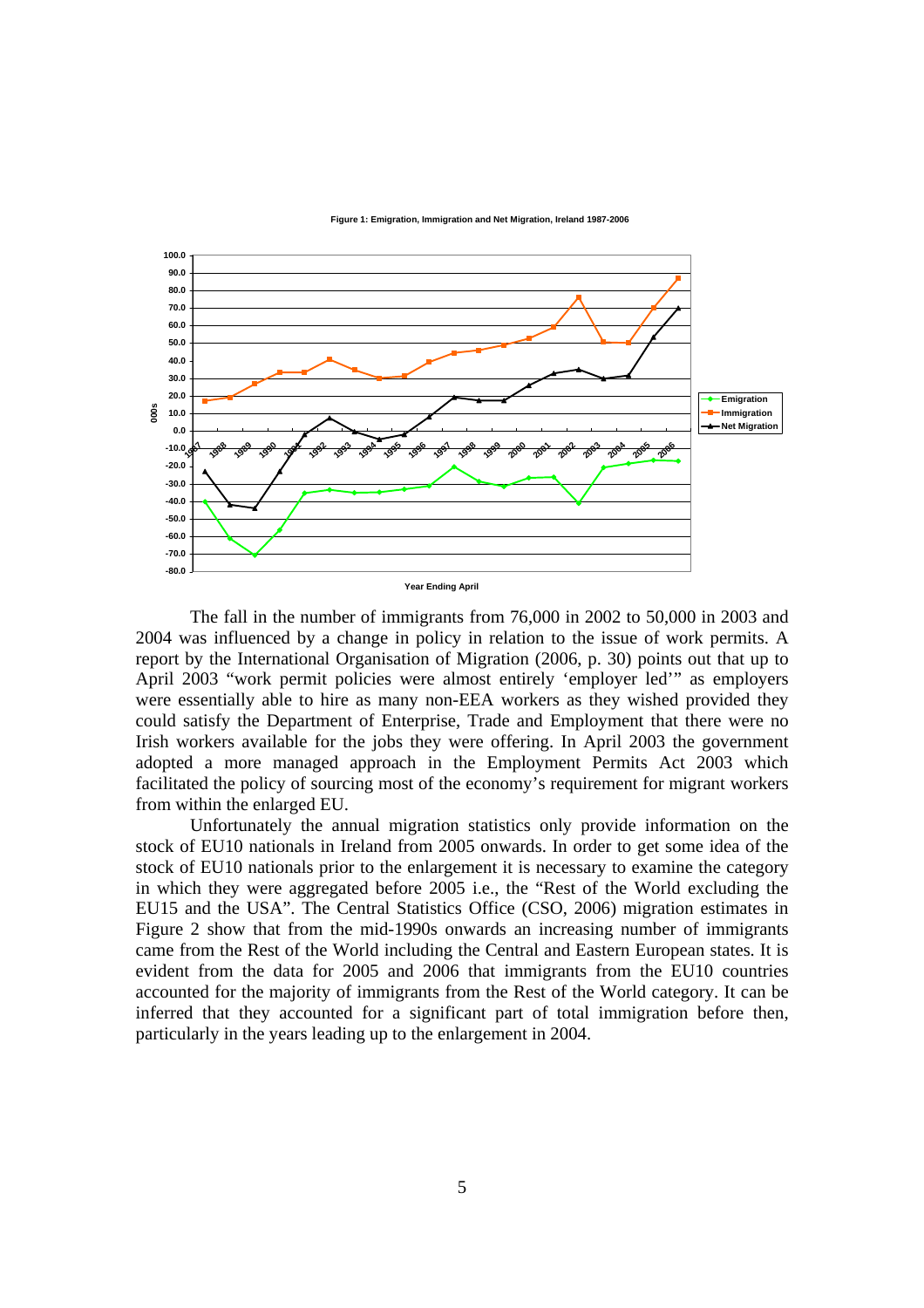Figure 1: Emigration, Immigration and Net Migration, Ireland 1987-2006

100.0
90.0
80.0
70.0
60.0
50.0
40.0
30.0
20.0
10.0
0.0
-10.0
-20.0
-30.0
-40.0
-50.0
-60.0
-70.0
-80.0

000s

1987 1988 1989 1990 1991 1992 1993 1994 1995 1996 1997 1998 1999 2000 2001 2002 2003 2004 2005 2006

Year Ending April

Emigration
Immigration
Net Migration

The fall in the number of immigrants from 76,000 in 2002 to 50,000 in 2003 and 2004 was influenced by a change in policy in relation to the issue of work permits. A report by the International Organisation of Migration (2006, p. 30) points out that up to April 2003 "work permit policies were almost entirely 'employer led'" as employers were essentially able to hire as many non-EEA workers as they wished provided they could satisfy the Department of Enterprise, Trade and Employment that there were no Irish workers available for the jobs they were offering. In April 2003 the government adopted a more managed approach in the Employment Permits Act 2003 which facilitated the policy of sourcing most of the economy's requirement for migrant workers from within the enlarged EU.

Unfortunately the annual migration statistics only provide information on the stock of EU10 nationals in Ireland from 2005 onwards. In order to get some idea of the stock of EU10 nationals prior to the enlargement it is necessary to examine the category in which they were aggregated before 2005 i.e., the "Rest of the World excluding the EU15 and the USA". The Central Statistics Office (CSO, 2006) migration estimates in Figure 2 show that from the mid-1990s onwards an increasing number of immigrants came from the Rest of the World including the Central and Eastern European states. It is evident from the data for 2005 and 2006 that immigrants from the EU10 countries accounted for the majority of immigrants from the Rest of the World category. It can be inferred that they accounted for a significant part of total immigration before then, particularly in the years leading up to the enlargement in 2004.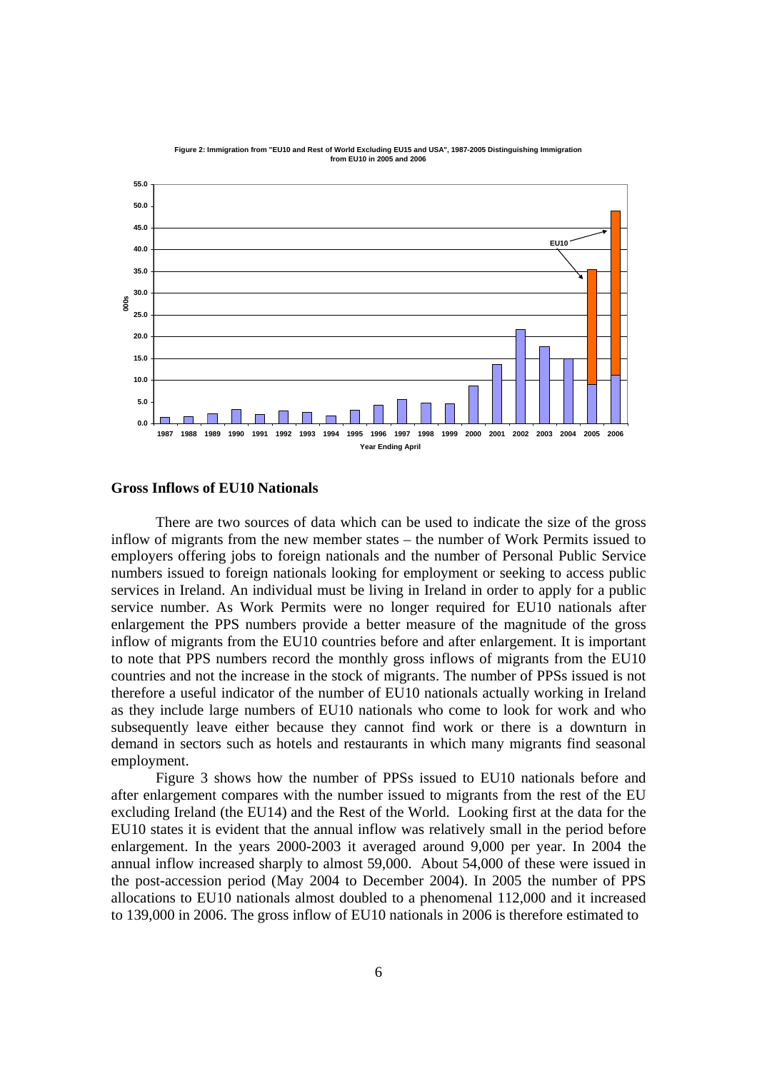Figure 2: Immigration from "EU10 and Rest of World Excluding EU15 and USA", 1987-2005 Distinguishing Immigration from EU10 in 2005 and 2006

55.0
50.0
45.0
40.0
35.0
30.0
25.0
20.0
15.0
10.0
5.0
0.0

000s

EU10

1987 1988 1989 1990 1991 1992 1993 1994 1995 1996 1997 1998 1999 2000 2001 2002 2003 2004 2005 2006

Year Ending April

## Gross Inflows of EU10 Nationals

There are two sources of data which can be used to indicate the size of the gross inflow of migrants from the new member states – the number of Work Permits issued to employers offering jobs to foreign nationals and the number of Personal Public Service numbers issued to foreign nationals looking for employment or seeking to access public services in Ireland. An individual must be living in Ireland in order to apply for a public service number. As Work Permits were no longer required for EU10 nationals after enlargement the PPS numbers provide a better measure of the magnitude of the gross inflow of migrants from the EU10 countries before and after enlargement. It is important to note that PPS numbers record the monthly gross inflows of migrants from the EU10 countries and not the increase in the stock of migrants. The number of PPSs issued is not therefore a useful indicator of the number of EU10 nationals actually working in Ireland as they include large numbers of EU10 nationals who come to look for work and who subsequently leave either because they cannot find work or there is a downturn in demand in sectors such as hotels and restaurants in which many migrants find seasonal employment.

Figure 3 shows how the number of PPSs issued to EU10 nationals before and after enlargement compares with the number issued to migrants from the rest of the EU excluding Ireland (the EU14) and the Rest of the World. Looking first at the data for the EU10 states it is evident that the annual inflow was relatively small in the period before enlargement. In the years 2000-2003 it averaged around 9,000 per year. In 2004 the annual inflow increased sharply to almost 59,000. About 54,000 of these were issued in the post-accession period (May 2004 to December 2004). In 2005 the number of PPS allocations to EU10 nationals almost doubled to a phenomenal 112,000 and it increased to 139,000 in 2006. The gross inflow of EU10 nationals in 2006 is therefore estimated to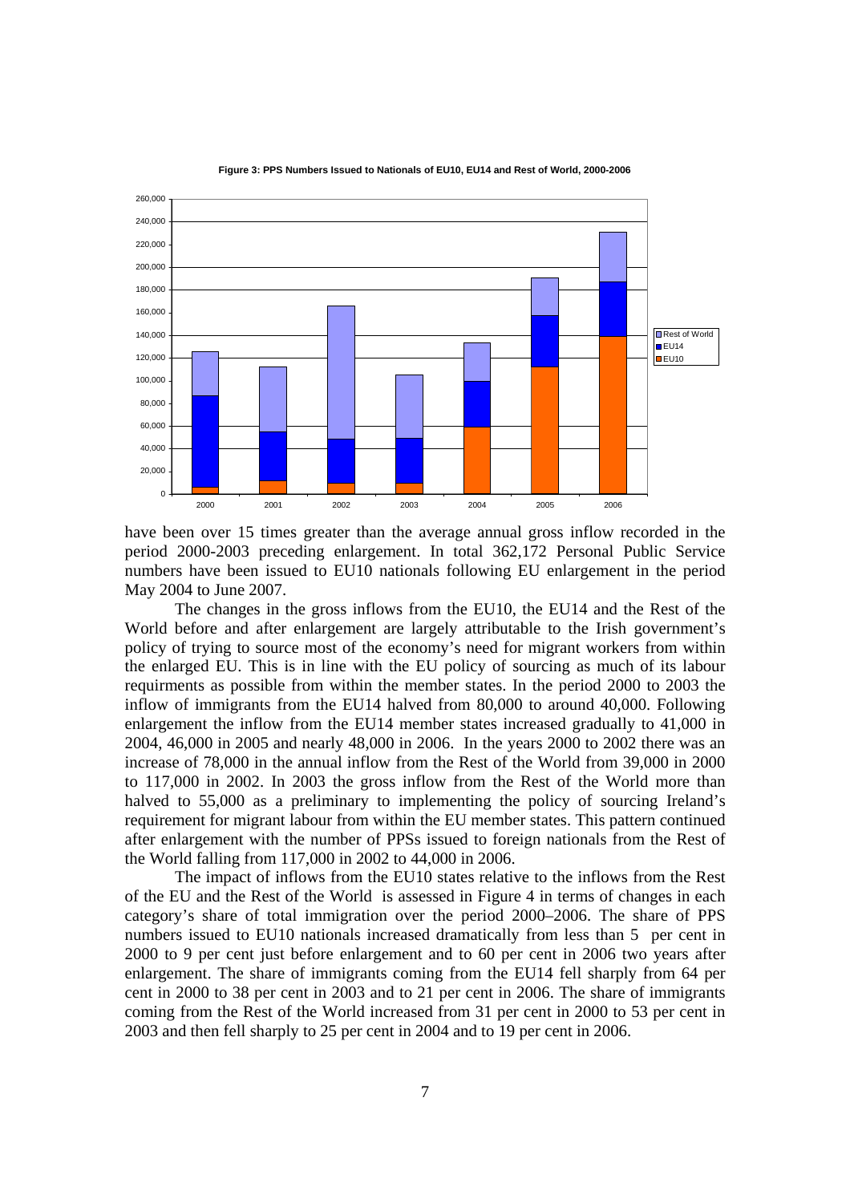**Figure 3: PPS Numbers Issued to Nationals of EU10, EU14 and Rest of World, 2000-2006**

260,000
240,000
220,000
200,000
180,000
160,000
140,000
120,000
100,000
80,000
60,000
40,000
20,000
0

2000 2001 2002 2003 2004 2005 2006

Rest of World
EU14
EU10

have been over 15 times greater than the average annual gross inflow recorded in the period 2000-2003 preceding enlargement. In total 362,172 Personal Public Service numbers have been issued to EU10 nationals following EU enlargement in the period May 2004 to June 2007.

The changes in the gross inflows from the EU10, the EU14 and the Rest of the World before and after enlargement are largely attributable to the Irish government's policy of trying to source most of the economy's need for migrant workers from within the enlarged EU. This is in line with the EU policy of sourcing as much of its labour requirments as possible from within the member states. In the period 2000 to 2003 the inflow of immigrants from the EU14 halved from 80,000 to around 40,000. Following enlargement the inflow from the EU14 member states increased gradually to 41,000 in 2004, 46,000 in 2005 and nearly 48,000 in 2006. In the years 2000 to 2002 there was an increase of 78,000 in the annual inflow from the Rest of the World from 39,000 in 2000 to 117,000 in 2002. In 2003 the gross inflow from the Rest of the World more than halved to 55,000 as a preliminary to implementing the policy of sourcing Ireland's requirement for migrant labour from within the EU member states. This pattern continued after enlargement with the number of PPSs issued to foreign nationals from the Rest of the World falling from 117,000 in 2002 to 44,000 in 2006.

The impact of inflows from the EU10 states relative to the inflows from the Rest of the EU and the Rest of the World is assessed in Figure 4 in terms of changes in each category's share of total immigration over the period 2000–2006. The share of PPS numbers issued to EU10 nationals increased dramatically from less than 5 per cent in 2000 to 9 per cent just before enlargement and to 60 per cent in 2006 two years after enlargement. The share of immigrants coming from the EU14 fell sharply from 64 per cent in 2000 to 38 per cent in 2003 and to 21 per cent in 2006. The share of immigrants coming from the Rest of the World increased from 31 per cent in 2000 to 53 per cent in 2003 and then fell sharply to 25 per cent in 2004 and to 19 per cent in 2006.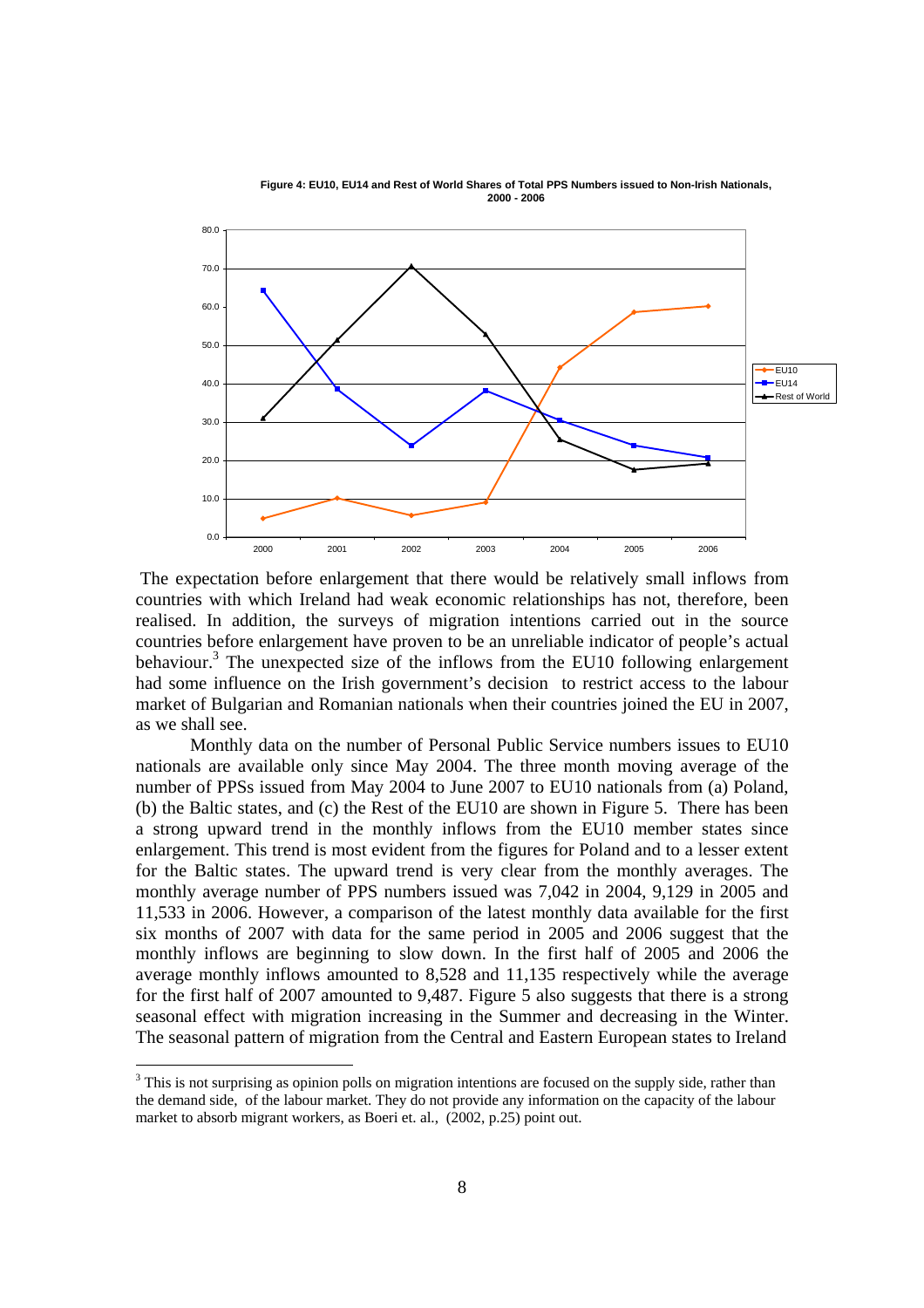**Figure 4: EU10, EU14 and Rest of World Shares of Total PPS Numbers issued to Non-Irish Nationals, 2000 - 2006**

80.0
70.0
60.0
50.0
40.0
30.0
20.0
10.0
0.0

2000 2001 2002 2003 2004 2005 2006

EU10
EU14
Rest of World

The expectation before enlargement that there would be relatively small inflows from countries with which Ireland had weak economic relationships has not, therefore, been realised. In addition, the surveys of migration intentions carried out in the source countries before enlargement have proven to be an unreliable indicator of people's actual behaviour.[3] The unexpected size of the inflows from the EU10 following enlargement had some influence on the Irish government's decision to restrict access to the labour market of Bulgarian and Romanian nationals when their countries joined the EU in 2007, as we shall see.

Monthly data on the number of Personal Public Service numbers issues to EU10 nationals are available only since May 2004. The three month moving average of the number of PPSs issued from May 2004 to June 2007 to EU10 nationals from (a) Poland, (b) the Baltic states, and (c) the Rest of the EU10 are shown in Figure 5. There has been a strong upward trend in the monthly inflows from the EU10 member states since enlargement. This trend is most evident from the figures for Poland and to a lesser extent for the Baltic states. The upward trend is very clear from the monthly averages. The monthly average number of PPS numbers issued was 7,042 in 2004, 9,129 in 2005 and 11,533 in 2006. However, a comparison of the latest monthly data available for the first six months of 2007 with data for the same period in 2005 and 2006 suggest that the monthly inflows are beginning to slow down. In the first half of 2005 and 2006 the average monthly inflows amounted to 8,528 and 11,135 respectively while the average for the first half of 2007 amounted to 9,487. Figure 5 also suggests that there is a strong seasonal effect with migration increasing in the Summer and decreasing in the Winter. The seasonal pattern of migration from the Central and Eastern European states to Ireland

[3] This is not surprising as opinion polls on migration intentions are focused on the supply side, rather than the demand side, of the labour market. They do not provide any information on the capacity of the labour market to absorb migrant workers, as Boeri et. al., (2002, p.25) point out.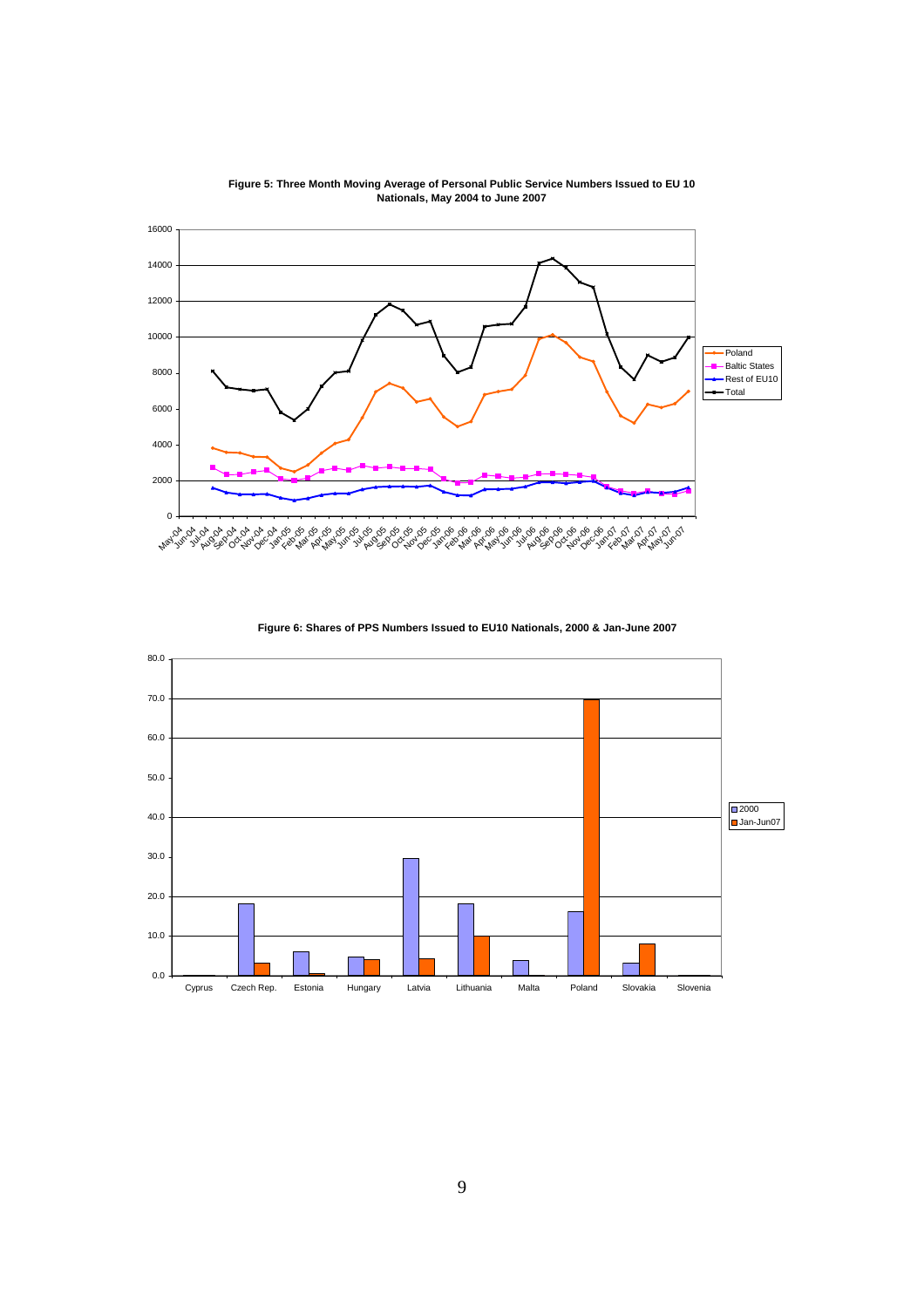**Figure 5: Three Month Moving Average of Personal Public Service Numbers Issued to EU 10 Nationals, May 2004 to June 2007**

16000
14000
12000
10000
8000
6000
4000
2000
0

May-04 Jun-04 Jul-04 Aug-04 Sep-04 Oct-04 Nov-04 Dec-04 Jan-05 Feb-05 Mar-05 Apr-05 May-05 Jun-05 Jul-05 Aug-05 Sep-05 Oct-05 Nov-05 Dec-05 Jan-06 Feb-06 Mar-06 Apr-06 May-06 Jun-06 Jul-06 Aug-06 Sep-06 Oct-06 Nov-06 Dec-06 Jan-07 Feb-07 Mar-07 Apr-07 May-07 Jun-07

Poland
Baltic States
Rest of EU10
Total

**Figure 6: Shares of PPS Numbers Issued to EU10 Nationals, 2000 & Jan-June 2007**

80.0
70.0
60.0
50.0
40.0
30.0
20.0
10.0
0.0

Cyprus Czech Rep. Estonia Hungary Latvia Lithuania Malta Poland Slovakia Slovenia

2000
Jan-Jun07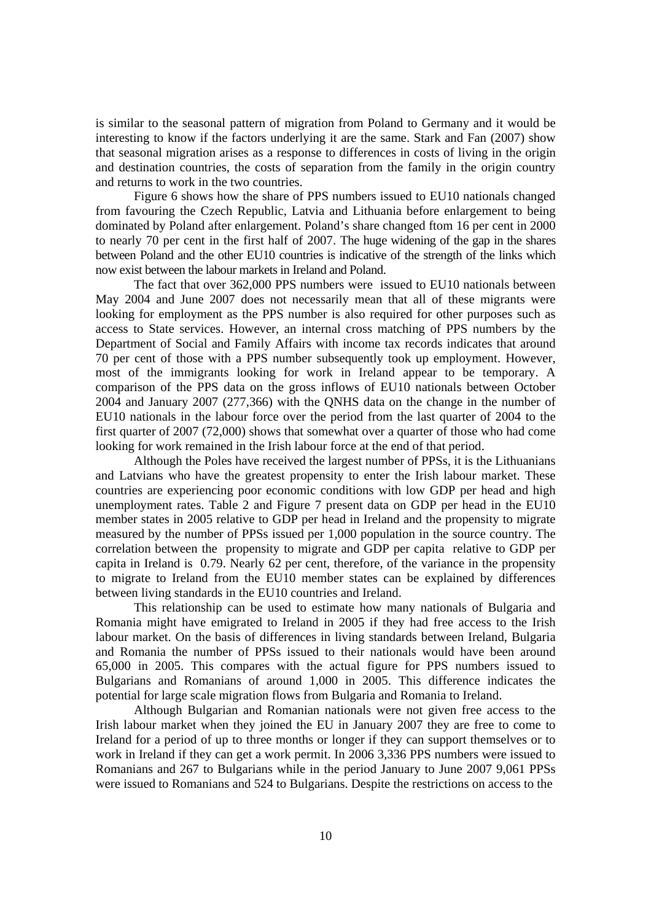is similar to the seasonal pattern of migration from Poland to Germany and it would be interesting to know if the factors underlying it are the same. Stark and Fan (2007) show that seasonal migration arises as a response to differences in costs of living in the origin and destination countries, the costs of separation from the family in the origin country and returns to work in the two countries.

Figure 6 shows how the share of PPS numbers issued to EU10 nationals changed from favouring the Czech Republic, Latvia and Lithuania before enlargement to being dominated by Poland after enlargement. Poland's share changed ftom 16 per cent in 2000 to nearly 70 per cent in the first half of 2007. The huge widening of the gap in the shares between Poland and the other EU10 countries is indicative of the strength of the links which now exist between the labour markets in Ireland and Poland.

The fact that over 362,000 PPS numbers were issued to EU10 nationals between May 2004 and June 2007 does not necessarily mean that all of these migrants were looking for employment as the PPS number is also required for other purposes such as access to State services. However, an internal cross matching of PPS numbers by the Department of Social and Family Affairs with income tax records indicates that around 70 per cent of those with a PPS number subsequently took up employment. However, most of the immigrants looking for work in Ireland appear to be temporary. A comparison of the PPS data on the gross inflows of EU10 nationals between October 2004 and January 2007 (277,366) with the QNHS data on the change in the number of EU10 nationals in the labour force over the period from the last quarter of 2004 to the first quarter of 2007 (72,000) shows that somewhat over a quarter of those who had come looking for work remained in the Irish labour force at the end of that period.

Although the Poles have received the largest number of PPSs, it is the Lithuanians and Latvians who have the greatest propensity to enter the Irish labour market. These countries are experiencing poor economic conditions with low GDP per head and high unemployment rates. Table 2 and Figure 7 present data on GDP per head in the EU10 member states in 2005 relative to GDP per head in Ireland and the propensity to migrate measured by the number of PPSs issued per 1,000 population in the source country. The correlation between the propensity to migrate and GDP per capita relative to GDP per capita in Ireland is 0.79. Nearly 62 per cent, therefore, of the variance in the propensity to migrate to Ireland from the EU10 member states can be explained by differences between living standards in the EU10 countries and Ireland.

This relationship can be used to estimate how many nationals of Bulgaria and Romania might have emigrated to Ireland in 2005 if they had free access to the Irish labour market. On the basis of differences in living standards between Ireland, Bulgaria and Romania the number of PPSs issued to their nationals would have been around 65,000 in 2005. This compares with the actual figure for PPS numbers issued to Bulgarians and Romanians of around 1,000 in 2005. This difference indicates the potential for large scale migration flows from Bulgaria and Romania to Ireland.

Although Bulgarian and Romanian nationals were not given free access to the Irish labour market when they joined the EU in January 2007 they are free to come to Ireland for a period of up to three months or longer if they can support themselves or to work in Ireland if they can get a work permit. In 2006 3,336 PPS numbers were issued to Romanians and 267 to Bulgarians while in the period January to June 2007 9,061 PPSs were issued to Romanians and 524 to Bulgarians. Despite the restrictions on access to the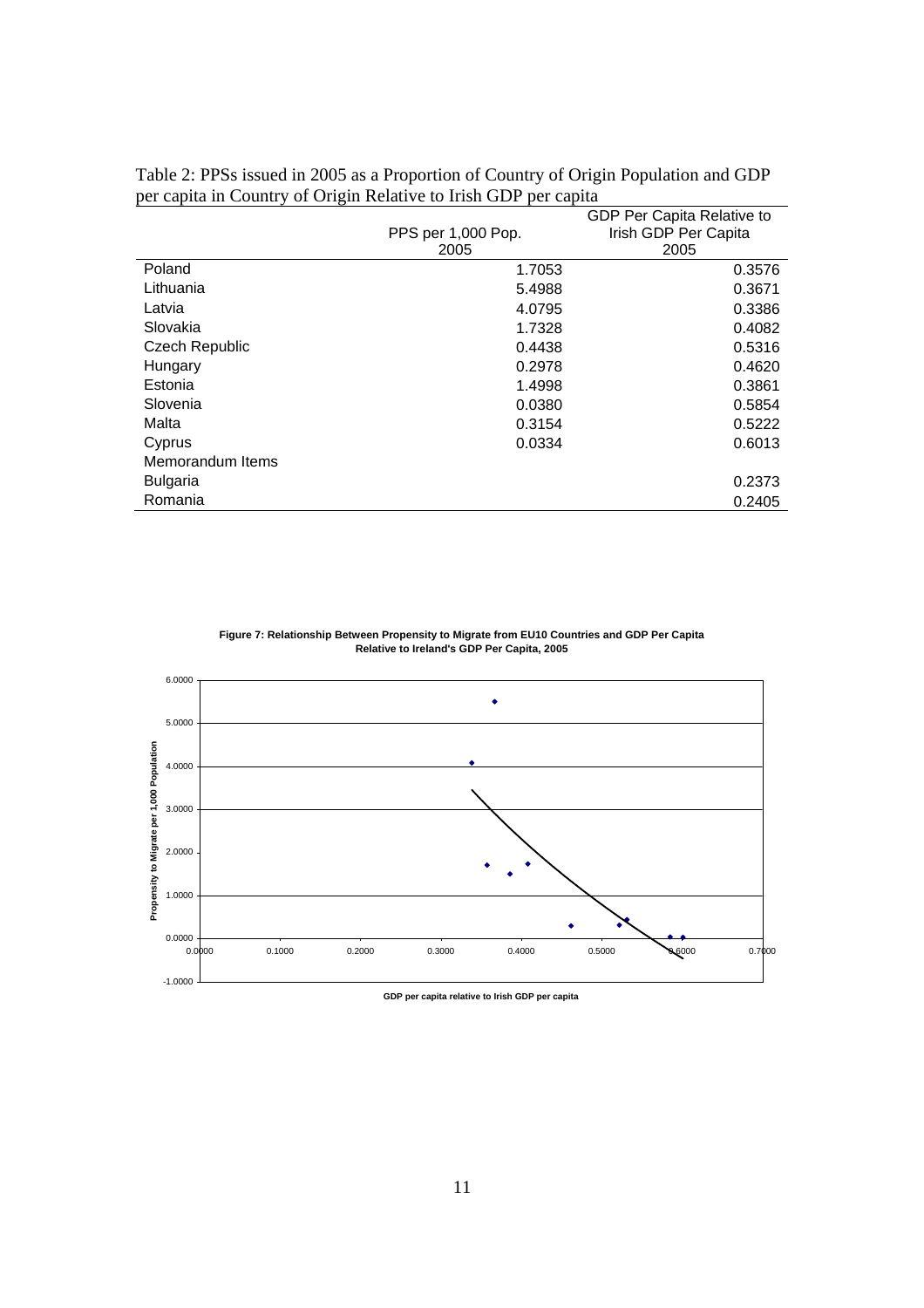Table 2: PPSs issued in 2005 as a Proportion of Country of Origin Population and GDP per capita in Country of Origin Relative to Irish GDP per capita

| | PPS per 1,000 Pop. 2005 | GDP Per Capita Relative to Irish GDP Per Capita 2005 |
|---|---|---|
| Poland | 1.7053 | 0.3576 |
| Lithuania | 5.4988 | 0.3671 |
| Latvia | 4.0795 | 0.3386 |
| Slovakia | 1.7328 | 0.4082 |
| Czech Republic | 0.4438 | 0.5316 |
| Hungary | 0.2978 | 0.4620 |
| Estonia | 1.4998 | 0.3861 |
| Slovenia | 0.0380 | 0.5854 |
| Malta | 0.3154 | 0.5222 |
| Cyprus | 0.0334 | 0.6013 |
| Memorandum Items | | |
| Bulgaria | | 0.2373 |
| Romania | | 0.2405 |

**Figure 7: Relationship Between Propensity to Migrate from EU10 Countries and GDP Per Capita Relative to Ireland's GDP Per Capita, 2005**

Propensity to Migrate per 1,000 Population

6.0000
5.0000
4.0000
3.0000
2.0000
1.0000
0.0000
-1.0000

0.0000 0.1000 0.2000 0.3000 0.4000 0.5000 0.6000 0.7000

GDP per capita relative to Irish GDP per capita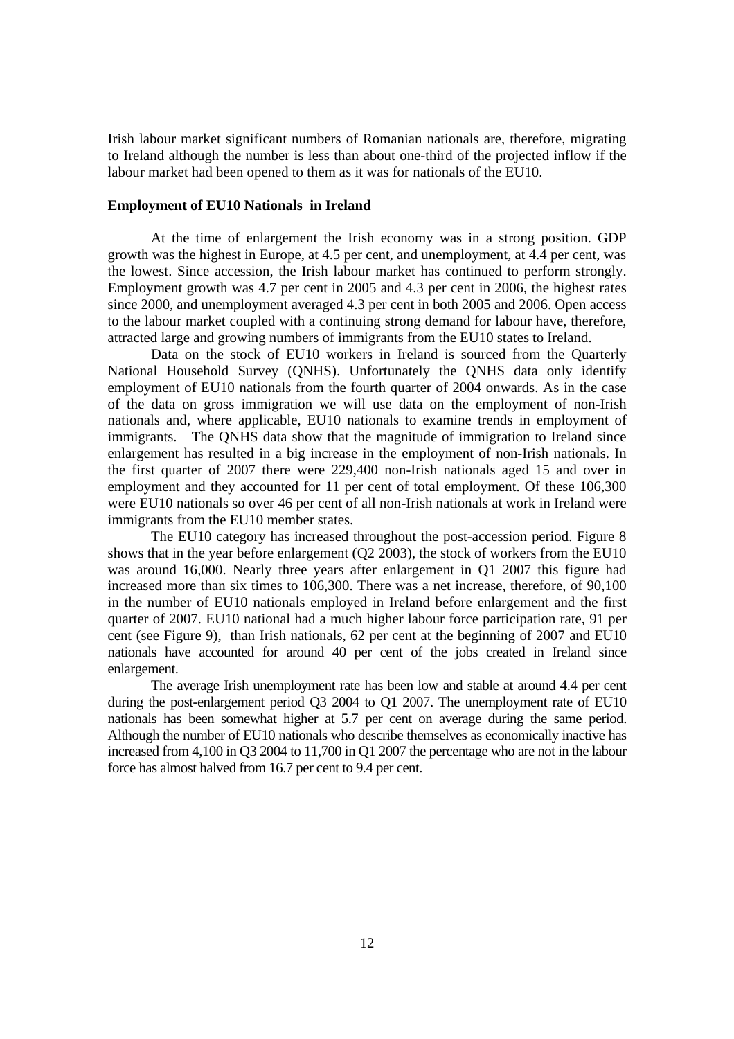Irish labour market significant numbers of Romanian nationals are, therefore, migrating to Ireland although the number is less than about one-third of the projected inflow if the labour market had been opened to them as it was for nationals of the EU10.

### Employment of EU10 Nationals in Ireland

At the time of enlargement the Irish economy was in a strong position. GDP growth was the highest in Europe, at 4.5 per cent, and unemployment, at 4.4 per cent, was the lowest. Since accession, the Irish labour market has continued to perform strongly. Employment growth was 4.7 per cent in 2005 and 4.3 per cent in 2006, the highest rates since 2000, and unemployment averaged 4.3 per cent in both 2005 and 2006. Open access to the labour market coupled with a continuing strong demand for labour have, therefore, attracted large and growing numbers of immigrants from the EU10 states to Ireland.

Data on the stock of EU10 workers in Ireland is sourced from the Quarterly National Household Survey (QNHS). Unfortunately the QNHS data only identify employment of EU10 nationals from the fourth quarter of 2004 onwards. As in the case of the data on gross immigration we will use data on the employment of non-Irish nationals and, where applicable, EU10 nationals to examine trends in employment of immigrants. The QNHS data show that the magnitude of immigration to Ireland since enlargement has resulted in a big increase in the employment of non-Irish nationals. In the first quarter of 2007 there were 229,400 non-Irish nationals aged 15 and over in employment and they accounted for 11 per cent of total employment. Of these 106,300 were EU10 nationals so over 46 per cent of all non-Irish nationals at work in Ireland were immigrants from the EU10 member states.

The EU10 category has increased throughout the post-accession period. Figure 8 shows that in the year before enlargement (Q2 2003), the stock of workers from the EU10 was around 16,000. Nearly three years after enlargement in Q1 2007 this figure had increased more than six times to 106,300. There was a net increase, therefore, of 90,100 in the number of EU10 nationals employed in Ireland before enlargement and the first quarter of 2007. EU10 national had a much higher labour force participation rate, 91 per cent (see Figure 9), than Irish nationals, 62 per cent at the beginning of 2007 and EU10 nationals have accounted for around 40 per cent of the jobs created in Ireland since enlargement.

The average Irish unemployment rate has been low and stable at around 4.4 per cent during the post-enlargement period Q3 2004 to Q1 2007. The unemployment rate of EU10 nationals has been somewhat higher at 5.7 per cent on average during the same period. Although the number of EU10 nationals who describe themselves as economically inactive has increased from 4,100 in Q3 2004 to 11,700 in Q1 2007 the percentage who are not in the labour force has almost halved from 16.7 per cent to 9.4 per cent.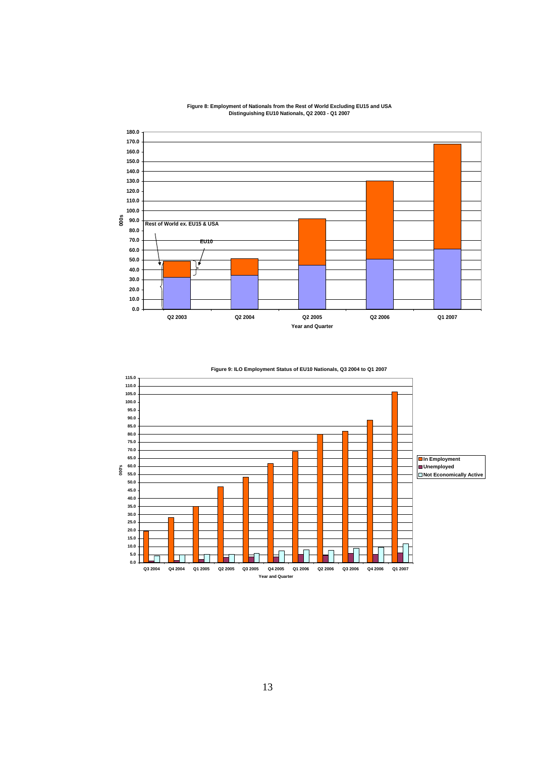**Figure 8: Employment of Nationals from the Rest of World Excluding EU15 and USA Distinguishing EU10 Nationals, Q2 2003 - Q1 2007**

180.0
170.0
160.0
150.0
140.0
130.0
120.0
110.0
100.0
90.0
80.0
70.0
60.0
50.0
40.0
30.0
20.0
10.0
0.0

000s

Rest of World ex. EU15 & USA

EU10

Q2 2003
Q2 2004
Q2 2005
Q2 2006
Q1 2007

Year and Quarter

**Figure 9: ILO Employment Status of EU10 Nationals, Q3 2004 to Q1 2007**

115.0
110.0
105.0
100.0
95.0
90.0
85.0
80.0
75.0
70.0
65.0
60.0
55.0
50.0
45.0
40.0
35.0
30.0
25.0
20.0
15.0
10.0
5.0
0.0

000's

In Employment
Unemployed
Not Economically Active

Q3 2004
Q4 2004
Q1 2005
Q2 2005
Q3 2005
Q4 2005
Q1 2006
Q2 2006
Q3 2006
Q4 2006
Q1 2007

Year and Quarter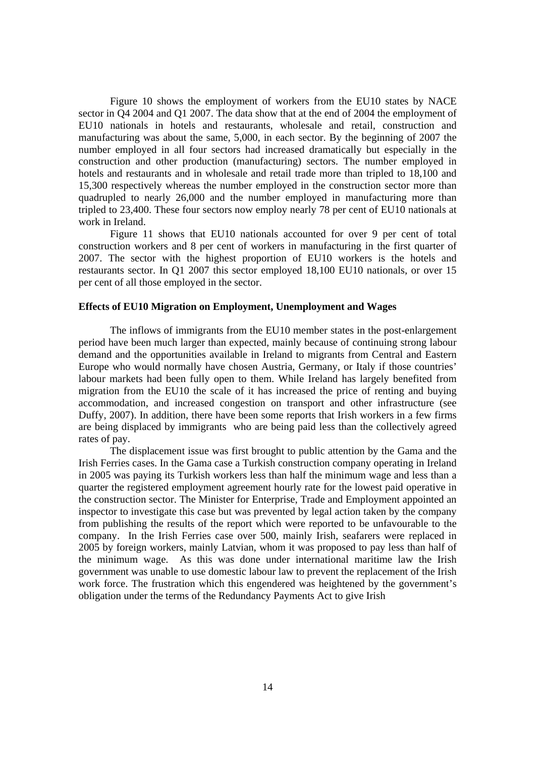Figure 10 shows the employment of workers from the EU10 states by NACE sector in Q4 2004 and Q1 2007. The data show that at the end of 2004 the employment of EU10 nationals in hotels and restaurants, wholesale and retail, construction and manufacturing was about the same, 5,000, in each sector. By the beginning of 2007 the number employed in all four sectors had increased dramatically but especially in the construction and other production (manufacturing) sectors. The number employed in hotels and restaurants and in wholesale and retail trade more than tripled to 18,100 and 15,300 respectively whereas the number employed in the construction sector more than quadrupled to nearly 26,000 and the number employed in manufacturing more than tripled to 23,400. These four sectors now employ nearly 78 per cent of EU10 nationals at work in Ireland.

Figure 11 shows that EU10 nationals accounted for over 9 per cent of total construction workers and 8 per cent of workers in manufacturing in the first quarter of 2007. The sector with the highest proportion of EU10 workers is the hotels and restaurants sector. In Q1 2007 this sector employed 18,100 EU10 nationals, or over 15 per cent of all those employed in the sector.

**Effects of EU10 Migration on Employment, Unemployment and Wages**

The inflows of immigrants from the EU10 member states in the post-enlargement period have been much larger than expected, mainly because of continuing strong labour demand and the opportunities available in Ireland to migrants from Central and Eastern Europe who would normally have chosen Austria, Germany, or Italy if those countries' labour markets had been fully open to them. While Ireland has largely benefited from migration from the EU10 the scale of it has increased the price of renting and buying accommodation, and increased congestion on transport and other infrastructure (see Duffy, 2007). In addition, there have been some reports that Irish workers in a few firms are being displaced by immigrants who are being paid less than the collectively agreed rates of pay.

The displacement issue was first brought to public attention by the Gama and the Irish Ferries cases. In the Gama case a Turkish construction company operating in Ireland in 2005 was paying its Turkish workers less than half the minimum wage and less than a quarter the registered employment agreement hourly rate for the lowest paid operative in the construction sector. The Minister for Enterprise, Trade and Employment appointed an inspector to investigate this case but was prevented by legal action taken by the company from publishing the results of the report which were reported to be unfavourable to the company. In the Irish Ferries case over 500, mainly Irish, seafarers were replaced in 2005 by foreign workers, mainly Latvian, whom it was proposed to pay less than half of the minimum wage. As this was done under international maritime law the Irish government was unable to use domestic labour law to prevent the replacement of the Irish work force. The frustration which this engendered was heightened by the government's obligation under the terms of the Redundancy Payments Act to give Irish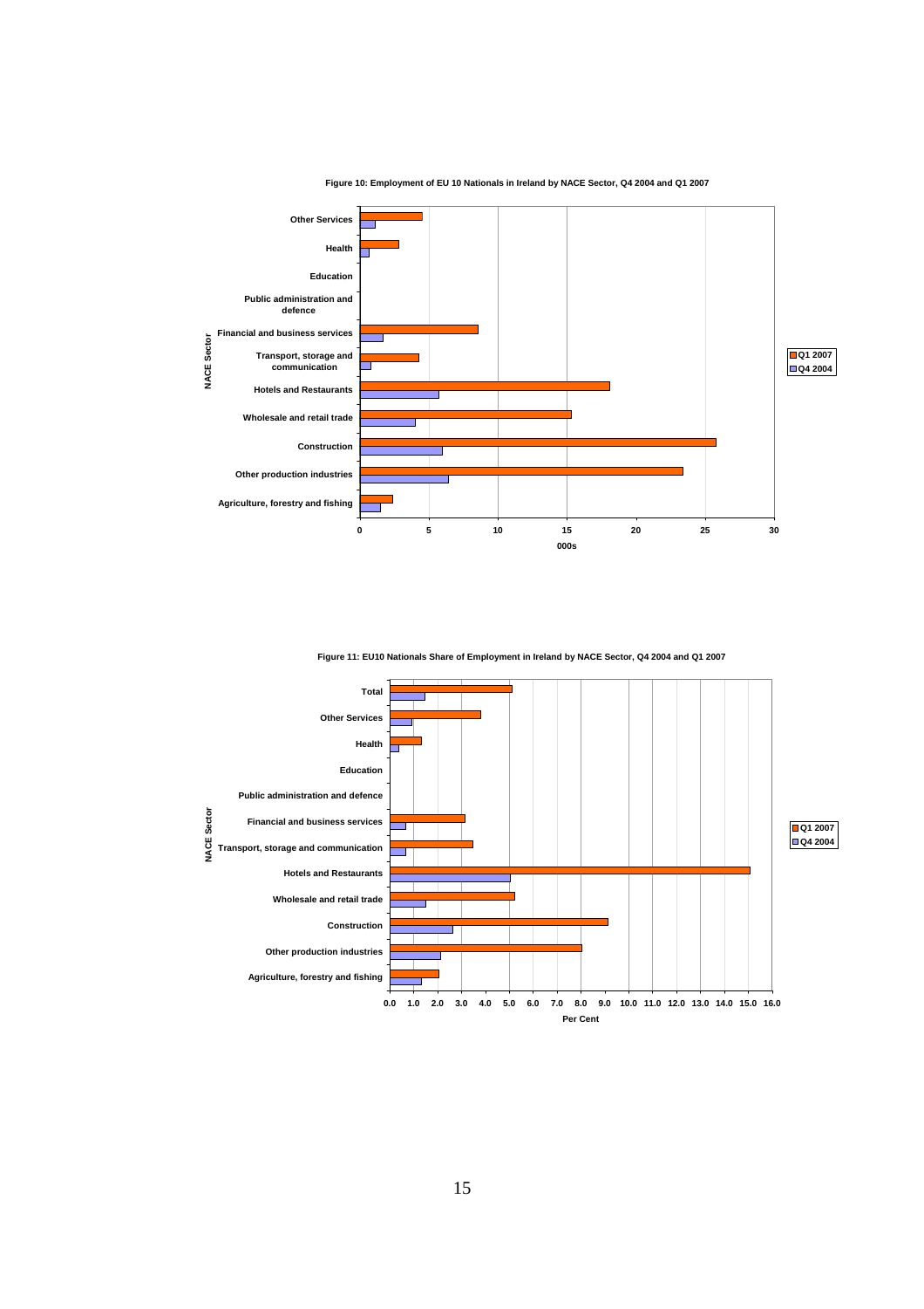**Figure 10: Employment of EU 10 Nationals in Ireland by NACE Sector, Q4 2004 and Q1 2007**

NACE Sector

Other Services
Health
Education
Public administration and defence
Financial and business services
Transport, storage and communication
Hotels and Restaurants
Wholesale and retail trade
Construction
Other production industries
Agriculture, forestry and fishing

0 5 10 15 20 25 30

000s

Q1 2007
Q4 2004

**Figure 11: EU10 Nationals Share of Employment in Ireland by NACE Sector, Q4 2004 and Q1 2007**

NACE Sector

Total
Other Services
Health
Education
Public administration and defence
Financial and business services
Transport, storage and communication
Hotels and Restaurants
Wholesale and retail trade
Construction
Other production industries
Agriculture, forestry and fishing

0.0 1.0 2.0 3.0 4.0 5.0 6.0 7.0 8.0 9.0 10.0 11.0 12.0 13.0 14.0 15.0 16.0

Per Cent

Q1 2007
Q4 2004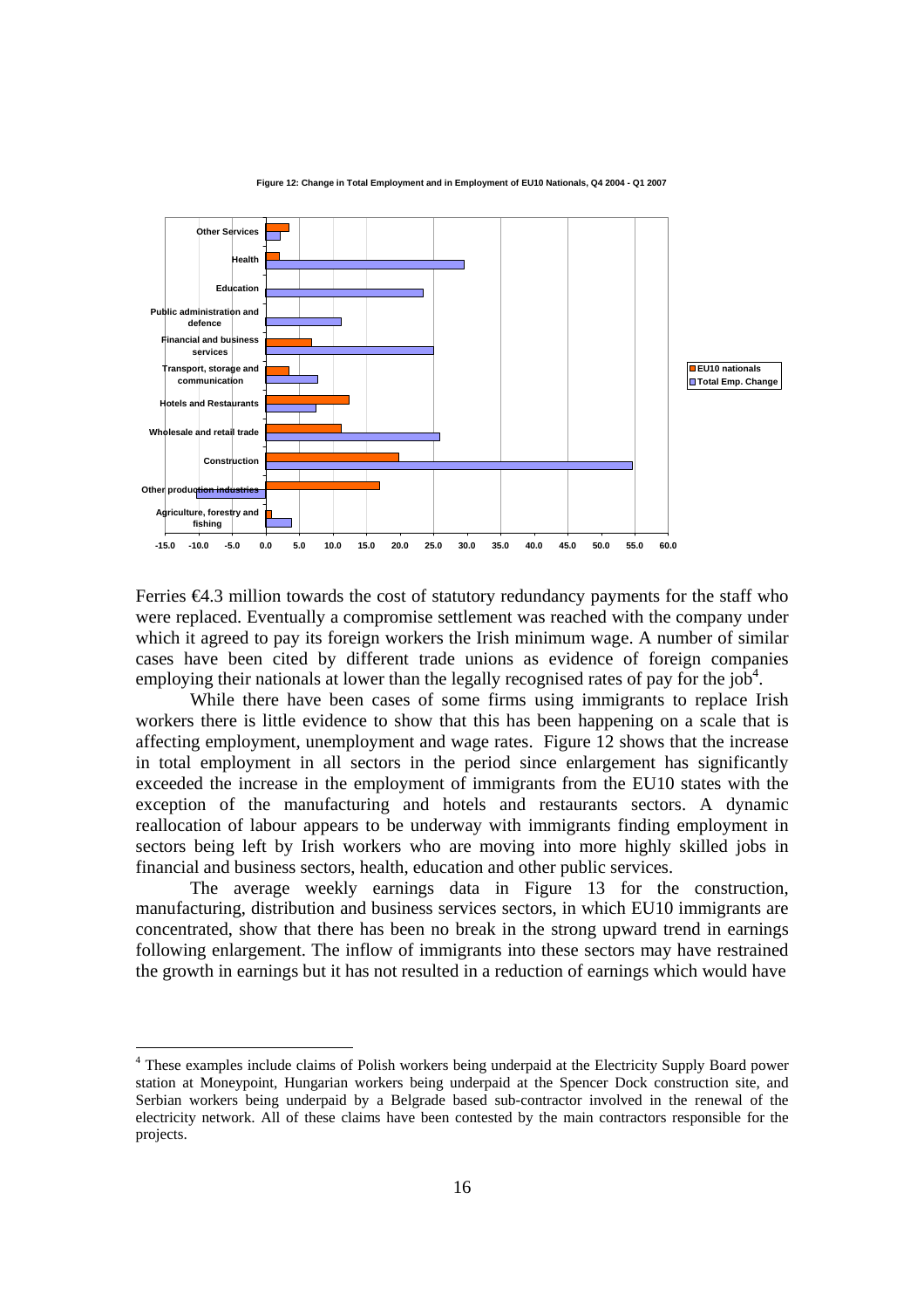Figure 12: Change in Total Employment and in Employment of EU10 Nationals, Q4 2004 - Q1 2007

Other Services
Health
Education
Public administration and defence
Financial and business services
Transport, storage and communication
Hotels and Restaurants
Wholesale and retail trade
Construction
Other production industries
Agriculture, forestry and fishing

-15.0 -10.0 -5.0 0.0 5.0 10.0 15.0 20.0 25.0 30.0 35.0 40.0 45.0 50.0 55.0 60.0

EU10 nationals
Total Emp. Change

Ferries €4.3 million towards the cost of statutory redundancy payments for the staff who were replaced. Eventually a compromise settlement was reached with the company under which it agreed to pay its foreign workers the Irish minimum wage. A number of similar cases have been cited by different trade unions as evidence of foreign companies employing their nationals at lower than the legally recognised rates of pay for the job[4].

While there have been cases of some firms using immigrants to replace Irish workers there is little evidence to show that this has been happening on a scale that is affecting employment, unemployment and wage rates. Figure 12 shows that the increase in total employment in all sectors in the period since enlargement has significantly exceeded the increase in the employment of immigrants from the EU10 states with the exception of the manufacturing and hotels and restaurants sectors. A dynamic reallocation of labour appears to be underway with immigrants finding employment in sectors being left by Irish workers who are moving into more highly skilled jobs in financial and business sectors, health, education and other public services.

The average weekly earnings data in Figure 13 for the construction, manufacturing, distribution and business services sectors, in which EU10 immigrants are concentrated, show that there has been no break in the strong upward trend in earnings following enlargement. The inflow of immigrants into these sectors may have restrained the growth in earnings but it has not resulted in a reduction of earnings which would have

[4] These examples include claims of Polish workers being underpaid at the Electricity Supply Board power station at Moneypoint, Hungarian workers being underpaid at the Spencer Dock construction site, and Serbian workers being underpaid by a Belgrade based sub-contractor involved in the renewal of the electricity network. All of these claims have been contested by the main contractors responsible for the projects.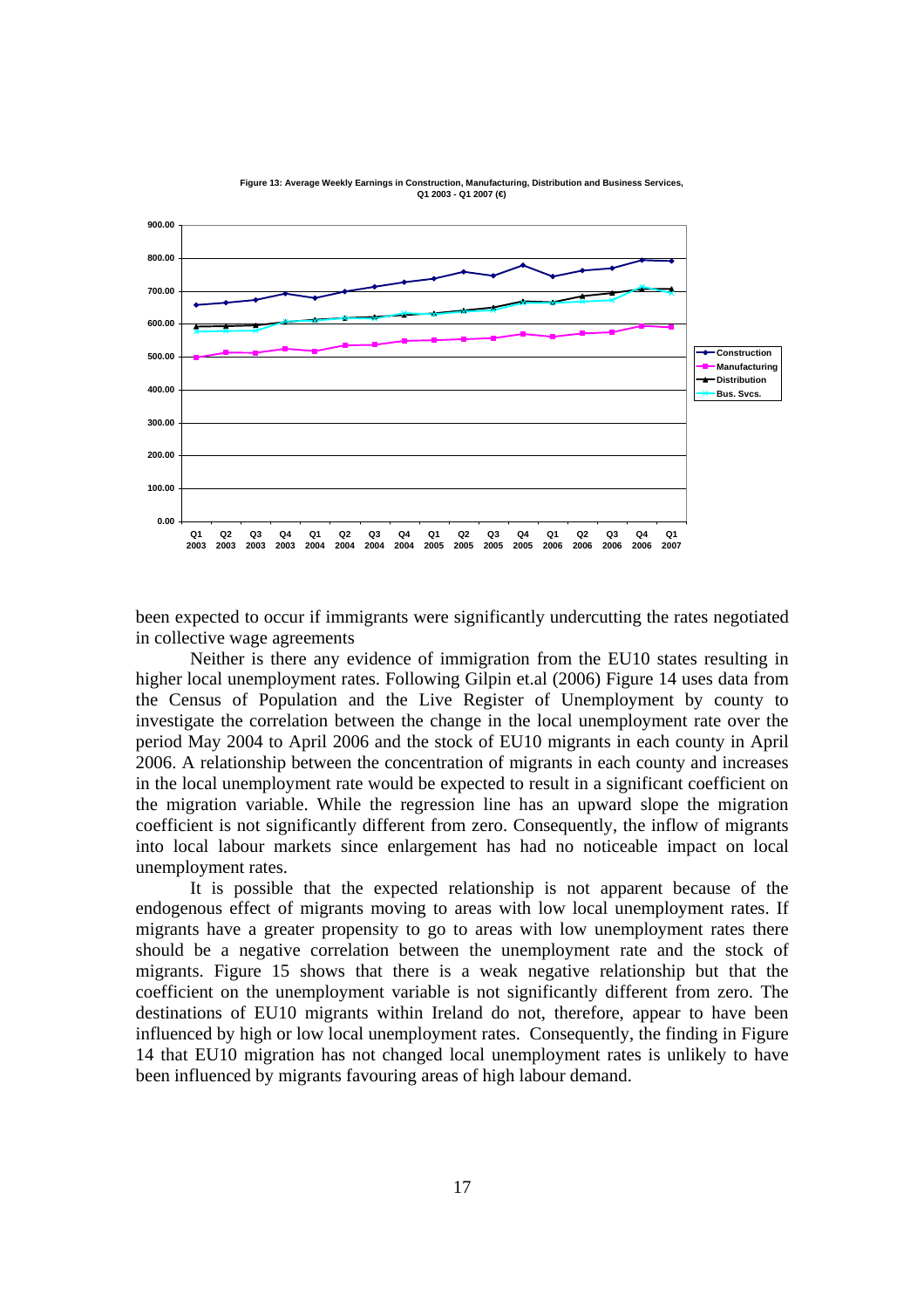Figure 13: Average Weekly Earnings in Construction, Manufacturing, Distribution and Business Services, Q1 2003 - Q1 2007 (€)

900.00
800.00
700.00
600.00
500.00
400.00
300.00
200.00
100.00
0.00

Q1 2003
Q2 2003
Q3 2003
Q4 2003
Q1 2004
Q2 2004
Q3 2004
Q4 2004
Q1 2005
Q2 2005
Q3 2005
Q4 2005
Q1 2006
Q2 2006
Q3 2006
Q4 2006
Q1 2007

Construction
Manufacturing
Distribution
Bus. Svcs.

been expected to occur if immigrants were significantly undercutting the rates negotiated in collective wage agreements

Neither is there any evidence of immigration from the EU10 states resulting in higher local unemployment rates. Following Gilpin et.al (2006) Figure 14 uses data from the Census of Population and the Live Register of Unemployment by county to investigate the correlation between the change in the local unemployment rate over the period May 2004 to April 2006 and the stock of EU10 migrants in each county in April 2006. A relationship between the concentration of migrants in each county and increases in the local unemployment rate would be expected to result in a significant coefficient on the migration variable. While the regression line has an upward slope the migration coefficient is not significantly different from zero. Consequently, the inflow of migrants into local labour markets since enlargement has had no noticeable impact on local unemployment rates.

It is possible that the expected relationship is not apparent because of the endogenous effect of migrants moving to areas with low local unemployment rates. If migrants have a greater propensity to go to areas with low unemployment rates there should be a negative correlation between the unemployment rate and the stock of migrants. Figure 15 shows that there is a weak negative relationship but that the coefficient on the unemployment variable is not significantly different from zero. The destinations of EU10 migrants within Ireland do not, therefore, appear to have been influenced by high or low local unemployment rates. Consequently, the finding in Figure 14 that EU10 migration has not changed local unemployment rates is unlikely to have been influenced by migrants favouring areas of high labour demand.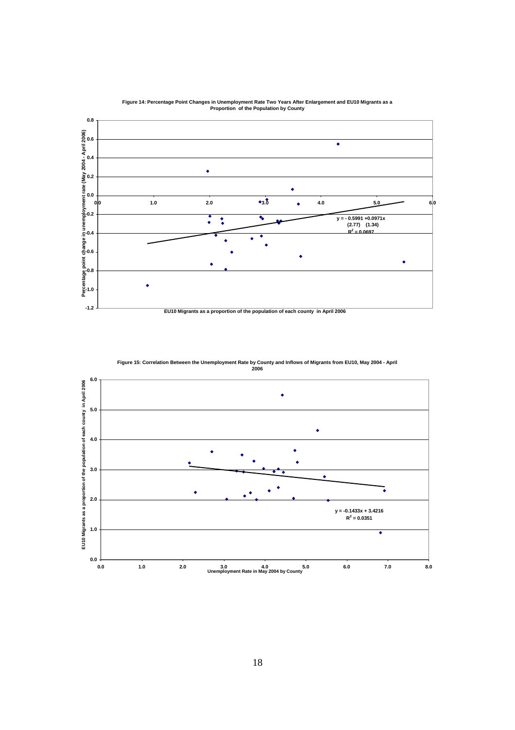**Figure 14: Percentage Point Changes in Unemployment Rate Two Years After Enlargement and EU10 Migrants as a Proportion of the Population by County**

Percentage point change in unemployment rate (May 2004 - April 2006)

0.8
0.6
0.4
0.2
0.0
-0.2
-0.4
-0.6
-0.8
-1.0
-1.2

0.0 1.0 2.0 3.0 4.0 5.0 6.0

$y = -0.5991 + 0.0971x$
(2.77) (1.34)
$R^2 = 0.0697$

EU10 Migrants as a proportion of the population of each county in April 2006

**Figure 15: Correlation Between the Unemployment Rate by County and Inflows of Migrants from EU10, May 2004 - April 2006**

EU10 Migrants as a proportion of the population of each county in April 2006

6.0
5.0
4.0
3.0
2.0
1.0
0.0

0.0 1.0 2.0 3.0 4.0 5.0 6.0 7.0 8.0

$y = -0.1433x + 3.4216$
$R^2 = 0.0351$

Unemployment Rate in May 2004 by County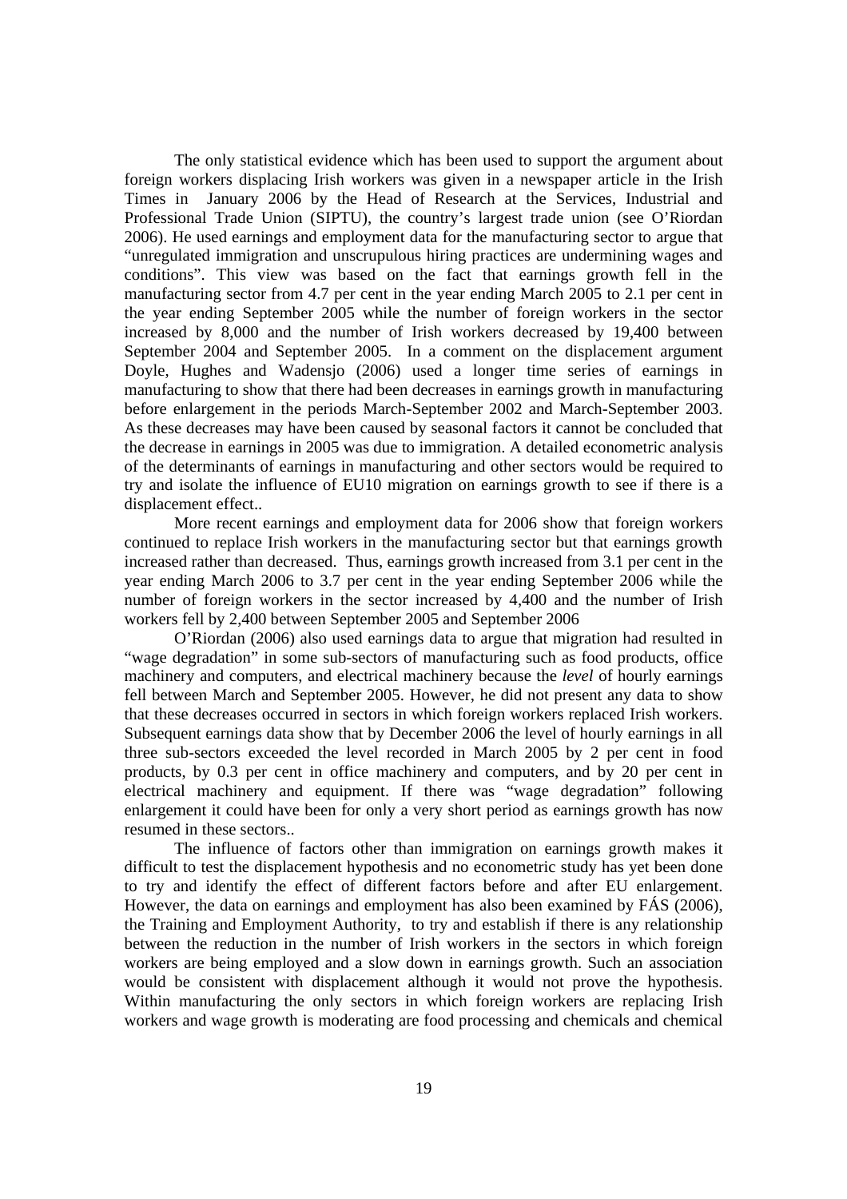The only statistical evidence which has been used to support the argument about foreign workers displacing Irish workers was given in a newspaper article in the Irish Times in January 2006 by the Head of Research at the Services, Industrial and Professional Trade Union (SIPTU), the country's largest trade union (see O'Riordan 2006). He used earnings and employment data for the manufacturing sector to argue that "unregulated immigration and unscrupulous hiring practices are undermining wages and conditions". This view was based on the fact that earnings growth fell in the manufacturing sector from 4.7 per cent in the year ending March 2005 to 2.1 per cent in the year ending September 2005 while the number of foreign workers in the sector increased by 8,000 and the number of Irish workers decreased by 19,400 between September 2004 and September 2005. In a comment on the displacement argument Doyle, Hughes and Wadensjo (2006) used a longer time series of earnings in manufacturing to show that there had been decreases in earnings growth in manufacturing before enlargement in the periods March-September 2002 and March-September 2003. As these decreases may have been caused by seasonal factors it cannot be concluded that the decrease in earnings in 2005 was due to immigration. A detailed econometric analysis of the determinants of earnings in manufacturing and other sectors would be required to try and isolate the influence of EU10 migration on earnings growth to see if there is a displacement effect..

More recent earnings and employment data for 2006 show that foreign workers continued to replace Irish workers in the manufacturing sector but that earnings growth increased rather than decreased. Thus, earnings growth increased from 3.1 per cent in the year ending March 2006 to 3.7 per cent in the year ending September 2006 while the number of foreign workers in the sector increased by 4,400 and the number of Irish workers fell by 2,400 between September 2005 and September 2006

O'Riordan (2006) also used earnings data to argue that migration had resulted in "wage degradation" in some sub-sectors of manufacturing such as food products, office machinery and computers, and electrical machinery because the *level* of hourly earnings fell between March and September 2005. However, he did not present any data to show that these decreases occurred in sectors in which foreign workers replaced Irish workers. Subsequent earnings data show that by December 2006 the level of hourly earnings in all three sub-sectors exceeded the level recorded in March 2005 by 2 per cent in food products, by 0.3 per cent in office machinery and computers, and by 20 per cent in electrical machinery and equipment. If there was "wage degradation" following enlargement it could have been for only a very short period as earnings growth has now resumed in these sectors..

The influence of factors other than immigration on earnings growth makes it difficult to test the displacement hypothesis and no econometric study has yet been done to try and identify the effect of different factors before and after EU enlargement. However, the data on earnings and employment has also been examined by FÁS (2006), the Training and Employment Authority, to try and establish if there is any relationship between the reduction in the number of Irish workers in the sectors in which foreign workers are being employed and a slow down in earnings growth. Such an association would be consistent with displacement although it would not prove the hypothesis. Within manufacturing the only sectors in which foreign workers are replacing Irish workers and wage growth is moderating are food processing and chemicals and chemical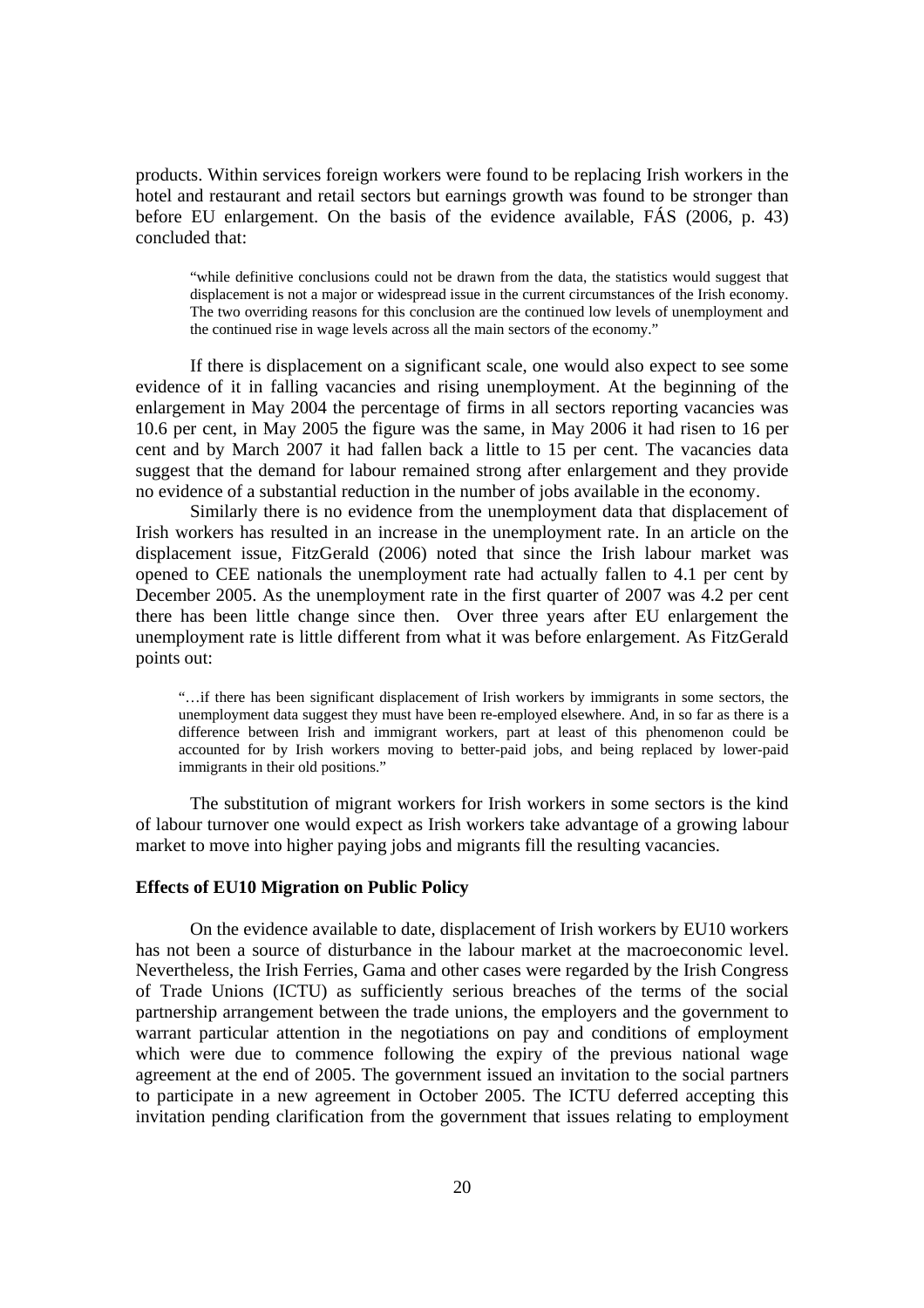products. Within services foreign workers were found to be replacing Irish workers in the hotel and restaurant and retail sectors but earnings growth was found to be stronger than before EU enlargement. On the basis of the evidence available, FÁS (2006, p. 43) concluded that:

> "while definitive conclusions could not be drawn from the data, the statistics would suggest that displacement is not a major or widespread issue in the current circumstances of the Irish economy. The two overriding reasons for this conclusion are the continued low levels of unemployment and the continued rise in wage levels across all the main sectors of the economy."

If there is displacement on a significant scale, one would also expect to see some evidence of it in falling vacancies and rising unemployment. At the beginning of the enlargement in May 2004 the percentage of firms in all sectors reporting vacancies was 10.6 per cent, in May 2005 the figure was the same, in May 2006 it had risen to 16 per cent and by March 2007 it had fallen back a little to 15 per cent. The vacancies data suggest that the demand for labour remained strong after enlargement and they provide no evidence of a substantial reduction in the number of jobs available in the economy.

Similarly there is no evidence from the unemployment data that displacement of Irish workers has resulted in an increase in the unemployment rate. In an article on the displacement issue, FitzGerald (2006) noted that since the Irish labour market was opened to CEE nationals the unemployment rate had actually fallen to 4.1 per cent by December 2005. As the unemployment rate in the first quarter of 2007 was 4.2 per cent there has been little change since then. Over three years after EU enlargement the unemployment rate is little different from what it was before enlargement. As FitzGerald points out:

> "…if there has been significant displacement of Irish workers by immigrants in some sectors, the unemployment data suggest they must have been re-employed elsewhere. And, in so far as there is a difference between Irish and immigrant workers, part at least of this phenomenon could be accounted for by Irish workers moving to better-paid jobs, and being replaced by lower-paid immigrants in their old positions."

The substitution of migrant workers for Irish workers in some sectors is the kind of labour turnover one would expect as Irish workers take advantage of a growing labour market to move into higher paying jobs and migrants fill the resulting vacancies.

**Effects of EU10 Migration on Public Policy**

On the evidence available to date, displacement of Irish workers by EU10 workers has not been a source of disturbance in the labour market at the macroeconomic level. Nevertheless, the Irish Ferries, Gama and other cases were regarded by the Irish Congress of Trade Unions (ICTU) as sufficiently serious breaches of the terms of the social partnership arrangement between the trade unions, the employers and the government to warrant particular attention in the negotiations on pay and conditions of employment which were due to commence following the expiry of the previous national wage agreement at the end of 2005. The government issued an invitation to the social partners to participate in a new agreement in October 2005. The ICTU deferred accepting this invitation pending clarification from the government that issues relating to employment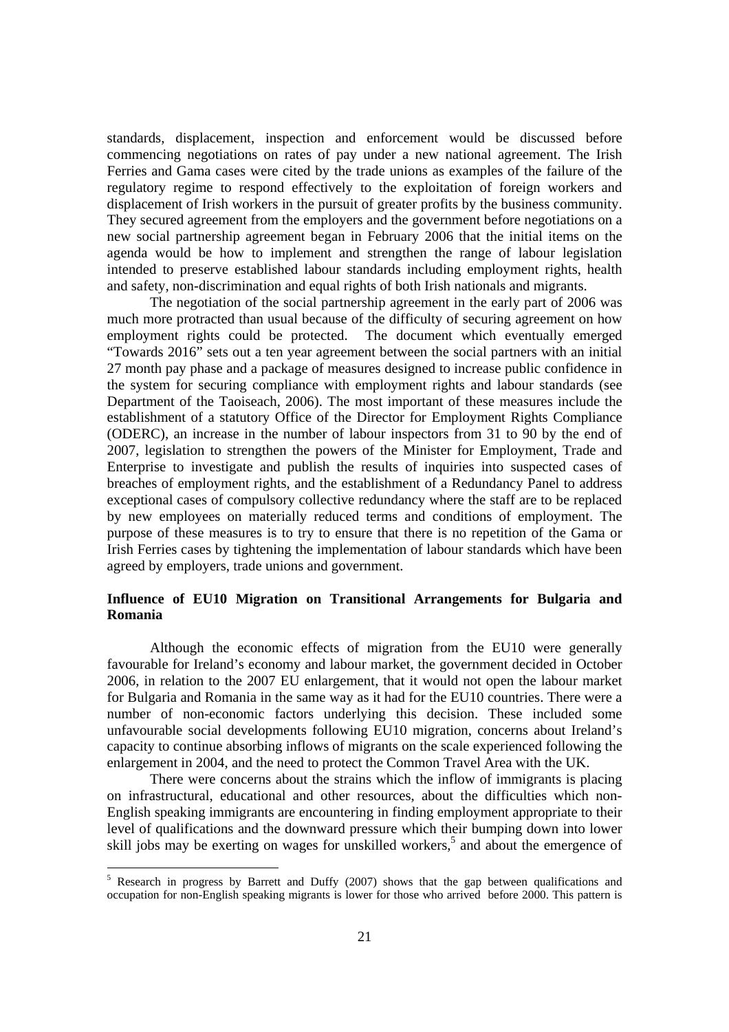standards, displacement, inspection and enforcement would be discussed before commencing negotiations on rates of pay under a new national agreement. The Irish Ferries and Gama cases were cited by the trade unions as examples of the failure of the regulatory regime to respond effectively to the exploitation of foreign workers and displacement of Irish workers in the pursuit of greater profits by the business community. They secured agreement from the employers and the government before negotiations on a new social partnership agreement began in February 2006 that the initial items on the agenda would be how to implement and strengthen the range of labour legislation intended to preserve established labour standards including employment rights, health and safety, non-discrimination and equal rights of both Irish nationals and migrants.

The negotiation of the social partnership agreement in the early part of 2006 was much more protracted than usual because of the difficulty of securing agreement on how employment rights could be protected. The document which eventually emerged "Towards 2016" sets out a ten year agreement between the social partners with an initial 27 month pay phase and a package of measures designed to increase public confidence in the system for securing compliance with employment rights and labour standards (see Department of the Taoiseach, 2006). The most important of these measures include the establishment of a statutory Office of the Director for Employment Rights Compliance (ODERC), an increase in the number of labour inspectors from 31 to 90 by the end of 2007, legislation to strengthen the powers of the Minister for Employment, Trade and Enterprise to investigate and publish the results of inquiries into suspected cases of breaches of employment rights, and the establishment of a Redundancy Panel to address exceptional cases of compulsory collective redundancy where the staff are to be replaced by new employees on materially reduced terms and conditions of employment. The purpose of these measures is to try to ensure that there is no repetition of the Gama or Irish Ferries cases by tightening the implementation of labour standards which have been agreed by employers, trade unions and government.

**Influence of EU10 Migration on Transitional Arrangements for Bulgaria and Romania**

Although the economic effects of migration from the EU10 were generally favourable for Ireland's economy and labour market, the government decided in October 2006, in relation to the 2007 EU enlargement, that it would not open the labour market for Bulgaria and Romania in the same way as it had for the EU10 countries. There were a number of non-economic factors underlying this decision. These included some unfavourable social developments following EU10 migration, concerns about Ireland's capacity to continue absorbing inflows of migrants on the scale experienced following the enlargement in 2004, and the need to protect the Common Travel Area with the UK.

There were concerns about the strains which the inflow of immigrants is placing on infrastructural, educational and other resources, about the difficulties which non-English speaking immigrants are encountering in finding employment appropriate to their level of qualifications and the downward pressure which their bumping down into lower skill jobs may be exerting on wages for unskilled workers,[5] and about the emergence of

[5] Research in progress by Barrett and Duffy (2007) shows that the gap between qualifications and occupation for non-English speaking migrants is lower for those who arrived before 2000. This pattern is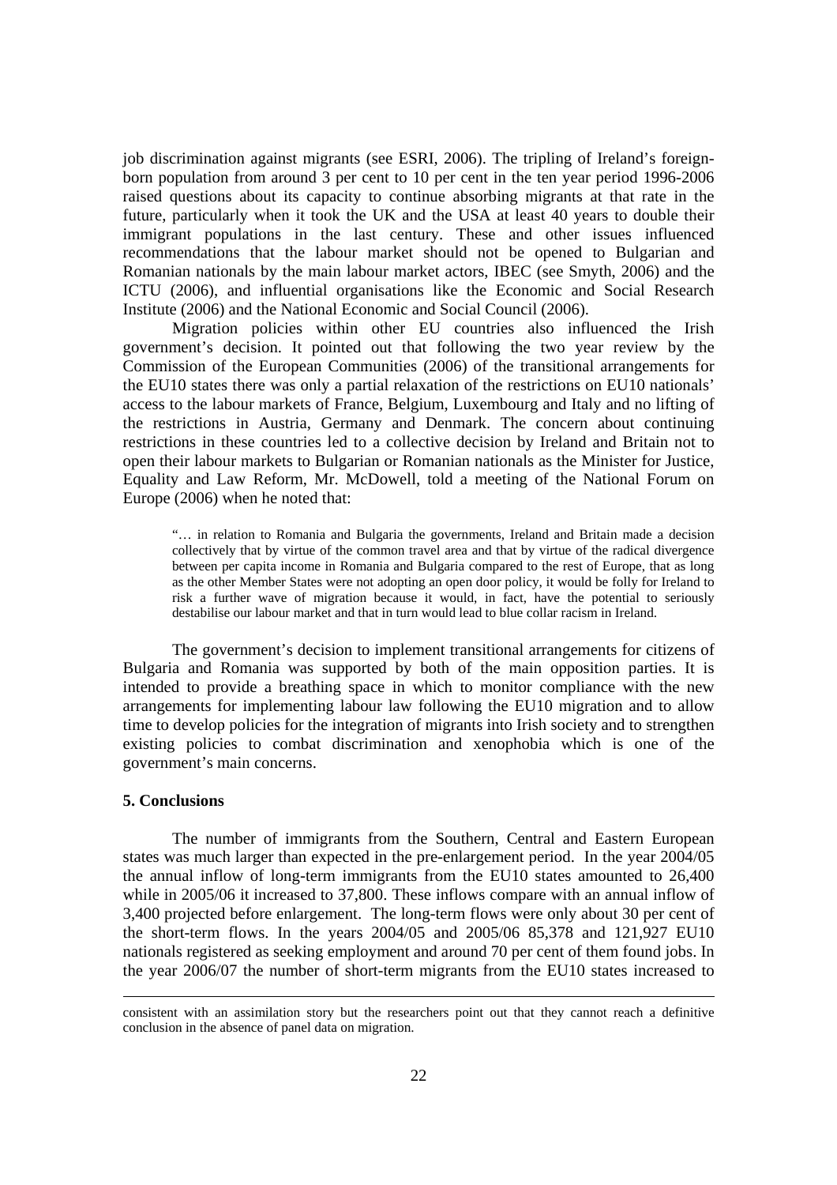job discrimination against migrants (see ESRI, 2006). The tripling of Ireland's foreign-born population from around 3 per cent to 10 per cent in the ten year period 1996-2006 raised questions about its capacity to continue absorbing migrants at that rate in the future, particularly when it took the UK and the USA at least 40 years to double their immigrant populations in the last century. These and other issues influenced recommendations that the labour market should not be opened to Bulgarian and Romanian nationals by the main labour market actors, IBEC (see Smyth, 2006) and the ICTU (2006), and influential organisations like the Economic and Social Research Institute (2006) and the National Economic and Social Council (2006).

Migration policies within other EU countries also influenced the Irish government's decision. It pointed out that following the two year review by the Commission of the European Communities (2006) of the transitional arrangements for the EU10 states there was only a partial relaxation of the restrictions on EU10 nationals' access to the labour markets of France, Belgium, Luxembourg and Italy and no lifting of the restrictions in Austria, Germany and Denmark. The concern about continuing restrictions in these countries led to a collective decision by Ireland and Britain not to open their labour markets to Bulgarian or Romanian nationals as the Minister for Justice, Equality and Law Reform, Mr. McDowell, told a meeting of the National Forum on Europe (2006) when he noted that:

> "… in relation to Romania and Bulgaria the governments, Ireland and Britain made a decision collectively that by virtue of the common travel area and that by virtue of the radical divergence between per capita income in Romania and Bulgaria compared to the rest of Europe, that as long as the other Member States were not adopting an open door policy, it would be folly for Ireland to risk a further wave of migration because it would, in fact, have the potential to seriously destabilise our labour market and that in turn would lead to blue collar racism in Ireland.

The government's decision to implement transitional arrangements for citizens of Bulgaria and Romania was supported by both of the main opposition parties. It is intended to provide a breathing space in which to monitor compliance with the new arrangements for implementing labour law following the EU10 migration and to allow time to develop policies for the integration of migrants into Irish society and to strengthen existing policies to combat discrimination and xenophobia which is one of the government's main concerns.

## 5. Conclusions

The number of immigrants from the Southern, Central and Eastern European states was much larger than expected in the pre-enlargement period. In the year 2004/05 the annual inflow of long-term immigrants from the EU10 states amounted to 26,400 while in 2005/06 it increased to 37,800. These inflows compare with an annual inflow of 3,400 projected before enlargement. The long-term flows were only about 30 per cent of the short-term flows. In the years 2004/05 and 2005/06 85,378 and 121,927 EU10 nationals registered as seeking employment and around 70 per cent of them found jobs. In the year 2006/07 the number of short-term migrants from the EU10 states increased to

---

consistent with an assimilation story but the researchers point out that they cannot reach a definitive conclusion in the absence of panel data on migration.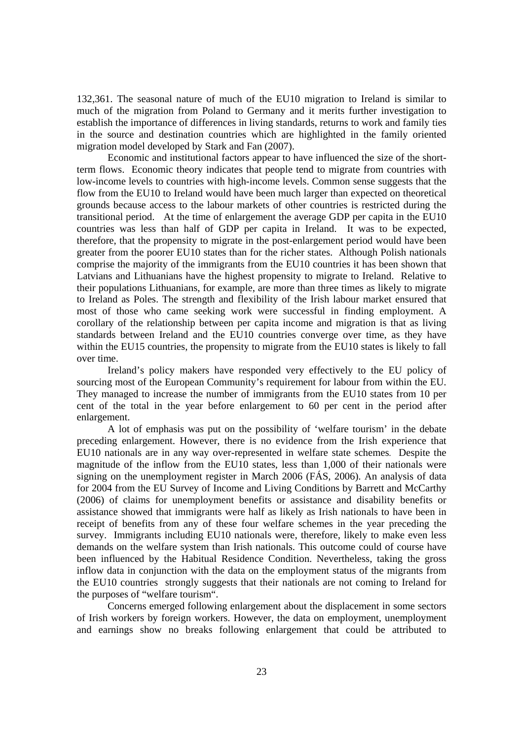132,361. The seasonal nature of much of the EU10 migration to Ireland is similar to much of the migration from Poland to Germany and it merits further investigation to establish the importance of differences in living standards, returns to work and family ties in the source and destination countries which are highlighted in the family oriented migration model developed by Stark and Fan (2007).

Economic and institutional factors appear to have influenced the size of the short-term flows. Economic theory indicates that people tend to migrate from countries with low-income levels to countries with high-income levels. Common sense suggests that the flow from the EU10 to Ireland would have been much larger than expected on theoretical grounds because access to the labour markets of other countries is restricted during the transitional period. At the time of enlargement the average GDP per capita in the EU10 countries was less than half of GDP per capita in Ireland. It was to be expected, therefore, that the propensity to migrate in the post-enlargement period would have been greater from the poorer EU10 states than for the richer states. Although Polish nationals comprise the majority of the immigrants from the EU10 countries it has been shown that Latvians and Lithuanians have the highest propensity to migrate to Ireland. Relative to their populations Lithuanians, for example, are more than three times as likely to migrate to Ireland as Poles. The strength and flexibility of the Irish labour market ensured that most of those who came seeking work were successful in finding employment. A corollary of the relationship between per capita income and migration is that as living standards between Ireland and the EU10 countries converge over time, as they have within the EU15 countries, the propensity to migrate from the EU10 states is likely to fall over time.

Ireland's policy makers have responded very effectively to the EU policy of sourcing most of the European Community's requirement for labour from within the EU. They managed to increase the number of immigrants from the EU10 states from 10 per cent of the total in the year before enlargement to 60 per cent in the period after enlargement.

A lot of emphasis was put on the possibility of 'welfare tourism' in the debate preceding enlargement. However, there is no evidence from the Irish experience that EU10 nationals are in any way over-represented in welfare state schemes. Despite the magnitude of the inflow from the EU10 states, less than 1,000 of their nationals were signing on the unemployment register in March 2006 (FÁS, 2006). An analysis of data for 2004 from the EU Survey of Income and Living Conditions by Barrett and McCarthy (2006) of claims for unemployment benefits or assistance and disability benefits or assistance showed that immigrants were half as likely as Irish nationals to have been in receipt of benefits from any of these four welfare schemes in the year preceding the survey. Immigrants including EU10 nationals were, therefore, likely to make even less demands on the welfare system than Irish nationals. This outcome could of course have been influenced by the Habitual Residence Condition. Nevertheless, taking the gross inflow data in conjunction with the data on the employment status of the migrants from the EU10 countries strongly suggests that their nationals are not coming to Ireland for the purposes of "welfare tourism".

Concerns emerged following enlargement about the displacement in some sectors of Irish workers by foreign workers. However, the data on employment, unemployment and earnings show no breaks following enlargement that could be attributed to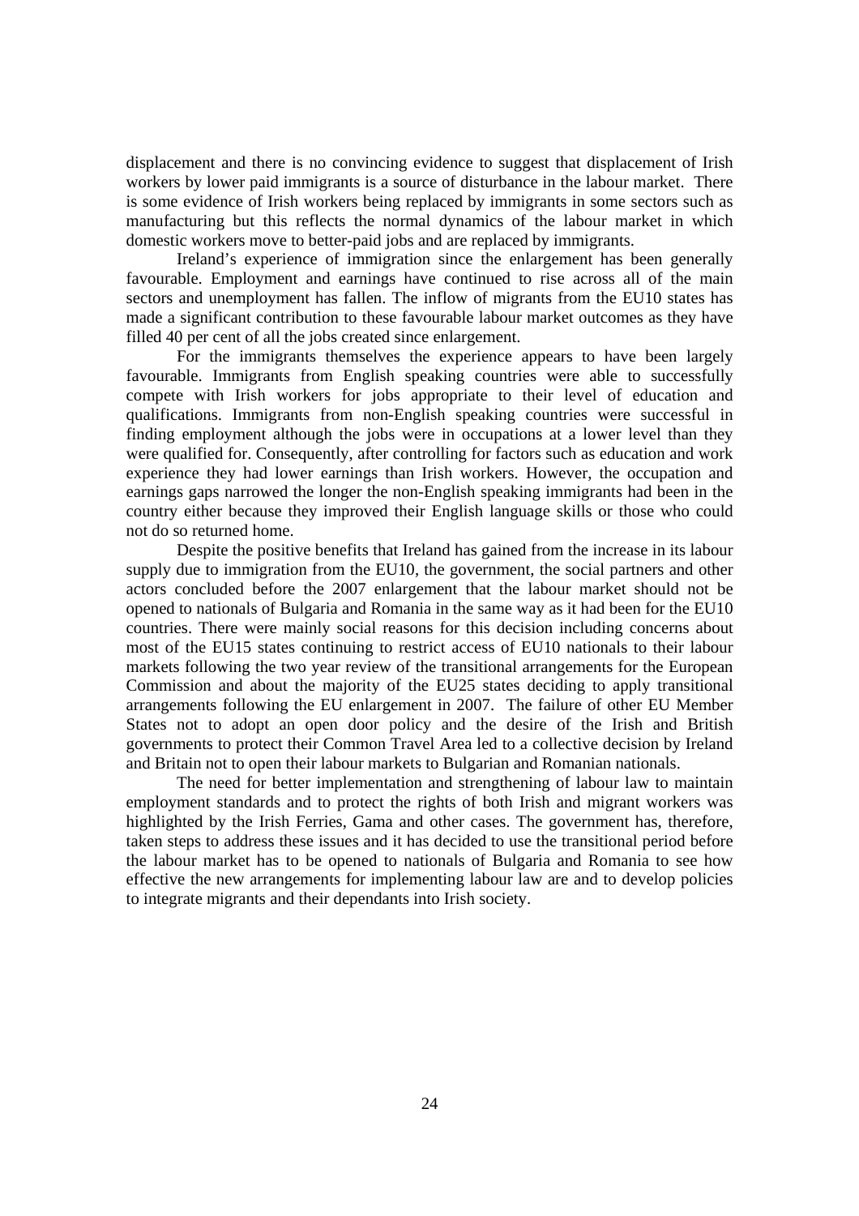displacement and there is no convincing evidence to suggest that displacement of Irish workers by lower paid immigrants is a source of disturbance in the labour market. There is some evidence of Irish workers being replaced by immigrants in some sectors such as manufacturing but this reflects the normal dynamics of the labour market in which domestic workers move to better-paid jobs and are replaced by immigrants.

Ireland's experience of immigration since the enlargement has been generally favourable. Employment and earnings have continued to rise across all of the main sectors and unemployment has fallen. The inflow of migrants from the EU10 states has made a significant contribution to these favourable labour market outcomes as they have filled 40 per cent of all the jobs created since enlargement.

For the immigrants themselves the experience appears to have been largely favourable. Immigrants from English speaking countries were able to successfully compete with Irish workers for jobs appropriate to their level of education and qualifications. Immigrants from non-English speaking countries were successful in finding employment although the jobs were in occupations at a lower level than they were qualified for. Consequently, after controlling for factors such as education and work experience they had lower earnings than Irish workers. However, the occupation and earnings gaps narrowed the longer the non-English speaking immigrants had been in the country either because they improved their English language skills or those who could not do so returned home.

Despite the positive benefits that Ireland has gained from the increase in its labour supply due to immigration from the EU10, the government, the social partners and other actors concluded before the 2007 enlargement that the labour market should not be opened to nationals of Bulgaria and Romania in the same way as it had been for the EU10 countries. There were mainly social reasons for this decision including concerns about most of the EU15 states continuing to restrict access of EU10 nationals to their labour markets following the two year review of the transitional arrangements for the European Commission and about the majority of the EU25 states deciding to apply transitional arrangements following the EU enlargement in 2007. The failure of other EU Member States not to adopt an open door policy and the desire of the Irish and British governments to protect their Common Travel Area led to a collective decision by Ireland and Britain not to open their labour markets to Bulgarian and Romanian nationals.

The need for better implementation and strengthening of labour law to maintain employment standards and to protect the rights of both Irish and migrant workers was highlighted by the Irish Ferries, Gama and other cases. The government has, therefore, taken steps to address these issues and it has decided to use the transitional period before the labour market has to be opened to nationals of Bulgaria and Romania to see how effective the new arrangements for implementing labour law are and to develop policies to integrate migrants and their dependants into Irish society.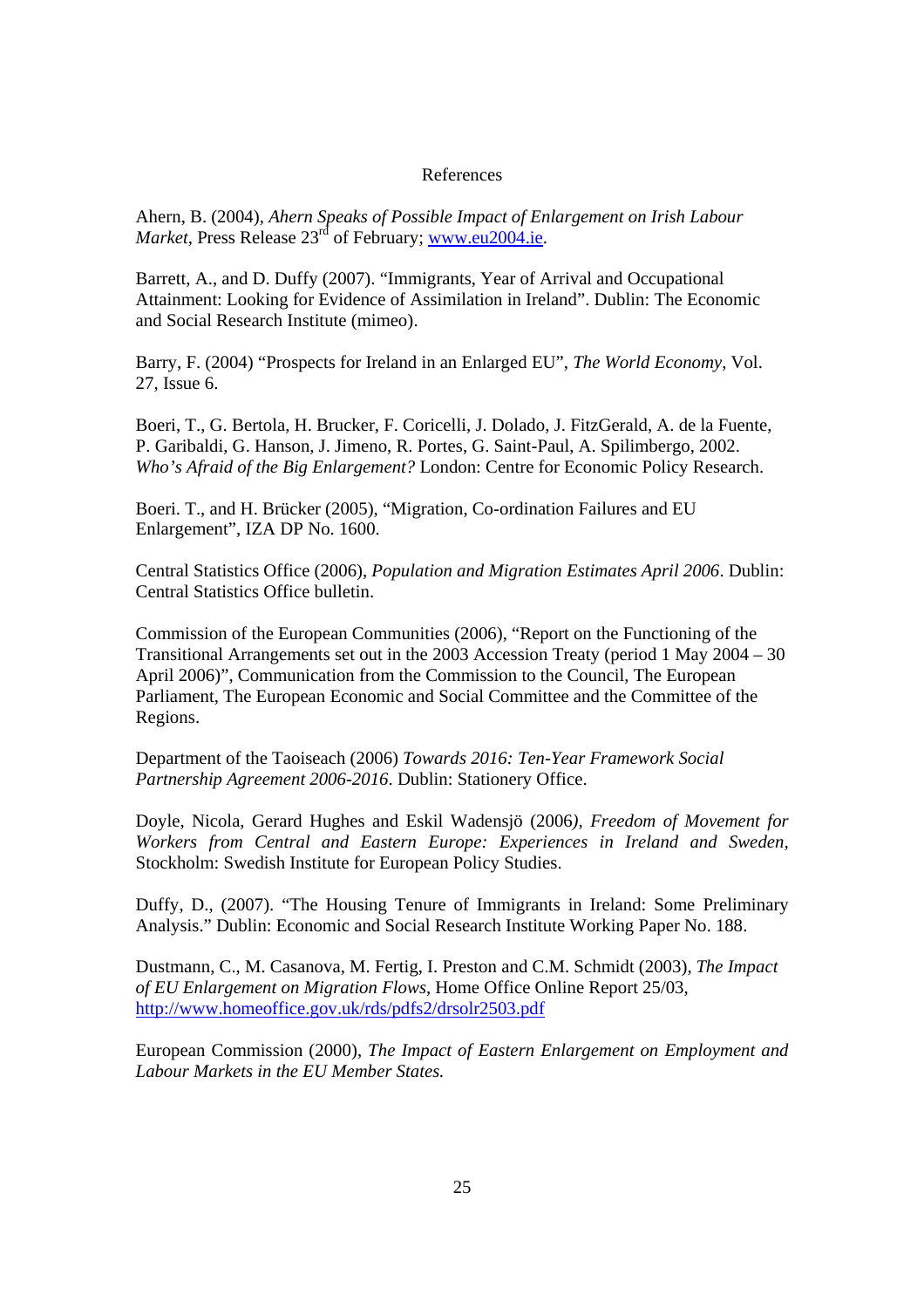# References

Ahern, B. (2004), *Ahern Speaks of Possible Impact of Enlargement on Irish Labour Market*, Press Release 23rd of February; www.eu2004.ie.

Barrett, A., and D. Duffy (2007). "Immigrants, Year of Arrival and Occupational Attainment: Looking for Evidence of Assimilation in Ireland". Dublin: The Economic and Social Research Institute (mimeo).

Barry, F. (2004) "Prospects for Ireland in an Enlarged EU", *The World Economy*, Vol. 27, Issue 6.

Boeri, T., G. Bertola, H. Brucker, F. Coricelli, J. Dolado, J. FitzGerald, A. de la Fuente, P. Garibaldi, G. Hanson, J. Jimeno, R. Portes, G. Saint-Paul, A. Spilimbergo, 2002. *Who's Afraid of the Big Enlargement?* London: Centre for Economic Policy Research.

Boeri. T., and H. Brücker (2005), "Migration, Co-ordination Failures and EU Enlargement", IZA DP No. 1600.

Central Statistics Office (2006), *Population and Migration Estimates April 2006*. Dublin: Central Statistics Office bulletin.

Commission of the European Communities (2006), "Report on the Functioning of the Transitional Arrangements set out in the 2003 Accession Treaty (period 1 May 2004 – 30 April 2006)", Communication from the Commission to the Council, The European Parliament, The European Economic and Social Committee and the Committee of the Regions.

Department of the Taoiseach (2006) *Towards 2016: Ten-Year Framework Social Partnership Agreement 2006-2016*. Dublin: Stationery Office.

Doyle, Nicola, Gerard Hughes and Eskil Wadensjö (2006), *Freedom of Movement for Workers from Central and Eastern Europe: Experiences in Ireland and Sweden*, Stockholm: Swedish Institute for European Policy Studies.

Duffy, D., (2007). "The Housing Tenure of Immigrants in Ireland: Some Preliminary Analysis." Dublin: Economic and Social Research Institute Working Paper No. 188.

Dustmann, C., M. Casanova, M. Fertig, I. Preston and C.M. Schmidt (2003), *The Impact of EU Enlargement on Migration Flows*, Home Office Online Report 25/03, http://www.homeoffice.gov.uk/rds/pdfs2/drsolr2503.pdf

European Commission (2000), *The Impact of Eastern Enlargement on Employment and Labour Markets in the EU Member States.*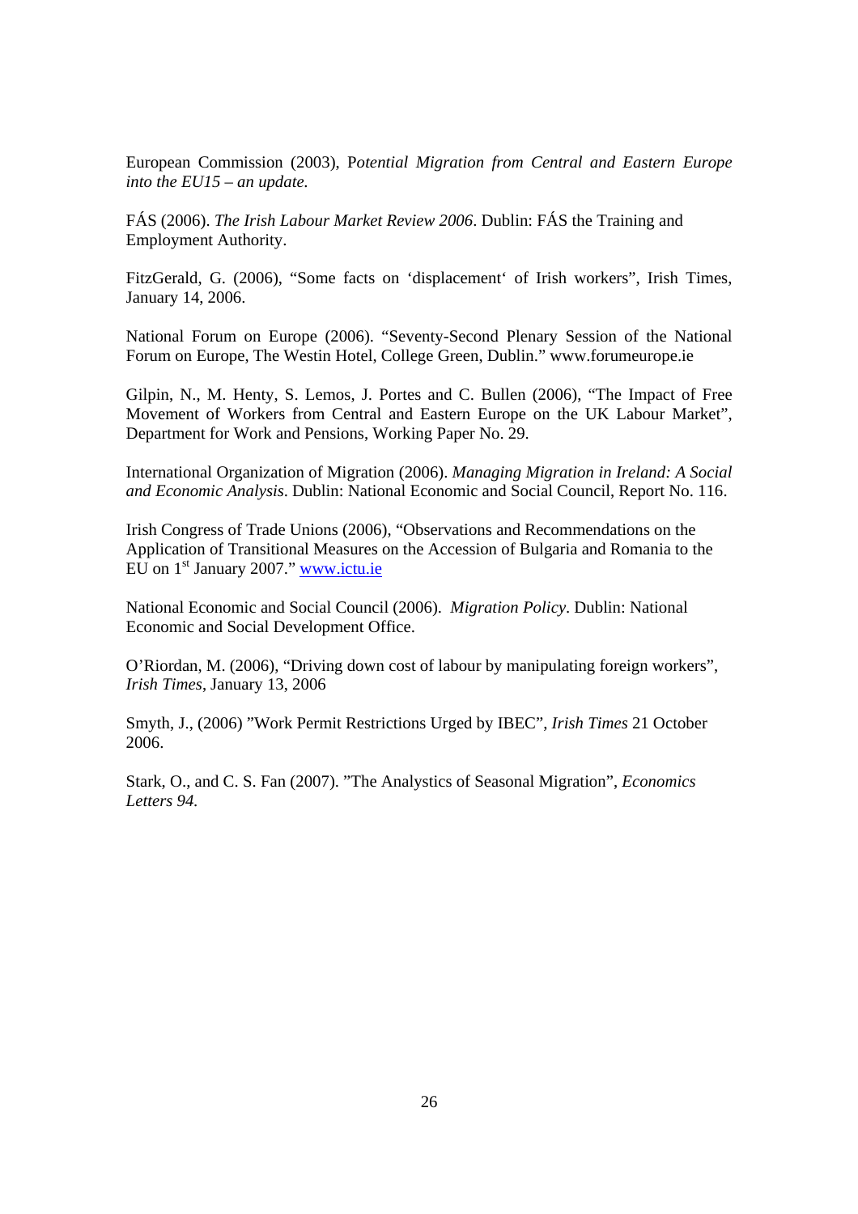European Commission (2003), P*otential Migration from Central and Eastern Europe into the EU15 – an update.*

FÁS (2006). *The Irish Labour Market Review 2006*. Dublin: FÁS the Training and Employment Authority.

FitzGerald, G. (2006), "Some facts on 'displacement' of Irish workers", Irish Times, January 14, 2006.

National Forum on Europe (2006). "Seventy-Second Plenary Session of the National Forum on Europe, The Westin Hotel, College Green, Dublin." www.forumeurope.ie

Gilpin, N., M. Henty, S. Lemos, J. Portes and C. Bullen (2006), "The Impact of Free Movement of Workers from Central and Eastern Europe on the UK Labour Market", Department for Work and Pensions, Working Paper No. 29.

International Organization of Migration (2006). *Managing Migration in Ireland: A Social and Economic Analysis*. Dublin: National Economic and Social Council, Report No. 116.

Irish Congress of Trade Unions (2006), "Observations and Recommendations on the Application of Transitional Measures on the Accession of Bulgaria and Romania to the EU on 1st January 2007." www.ictu.ie

National Economic and Social Council (2006). *Migration Policy*. Dublin: National Economic and Social Development Office.

O'Riordan, M. (2006), "Driving down cost of labour by manipulating foreign workers", *Irish Times*, January 13, 2006

Smyth, J., (2006) "Work Permit Restrictions Urged by IBEC", *Irish Times* 21 October 2006.

Stark, O., and C. S. Fan (2007). "The Analystics of Seasonal Migration", *Economics Letters 94.*